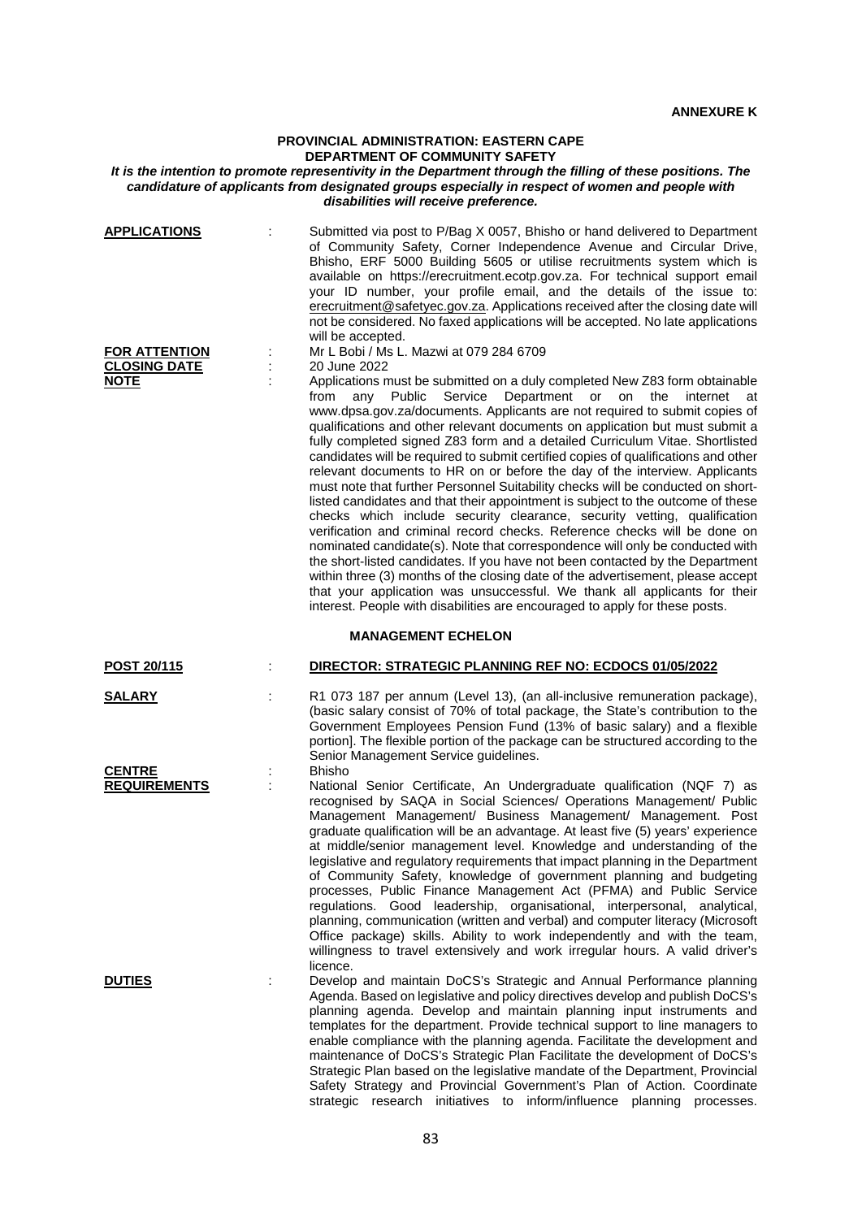**ANNEXURE K**

**PROVINCIAL ADMINISTRATION: EASTERN CAPE**
**DEPARTMENT OF COMMUNITY SAFETY**

***It is the intention to promote representivity in the Department through the filling of these positions. The candidature of applicants from designated groups especially in respect of women and people with disabilities will receive preference.***

**APPLICATIONS** : Submitted via post to P/Bag X 0057, Bhisho or hand delivered to Department of Community Safety, Corner Independence Avenue and Circular Drive, Bhisho, ERF 5000 Building 5605 or utilise recruitments system which is available on https://erecruitment.ecotp.gov.za. For technical support email your ID number, your profile email, and the details of the issue to: erecruitment@safetyec.gov.za. Applications received after the closing date will not be considered. No faxed applications will be accepted. No late applications will be accepted.

**FOR ATTENTION** : Mr L Bobi / Ms L. Mazwi at 079 284 6709

**CLOSING DATE** : 20 June 2022

**NOTE** : Applications must be submitted on a duly completed New Z83 form obtainable from any Public Service Department or on the internet at www.dpsa.gov.za/documents. Applicants are not required to submit copies of qualifications and other relevant documents on application but must submit a fully completed signed Z83 form and a detailed Curriculum Vitae. Shortlisted candidates will be required to submit certified copies of qualifications and other relevant documents to HR on or before the day of the interview. Applicants must note that further Personnel Suitability checks will be conducted on short-listed candidates and that their appointment is subject to the outcome of these checks which include security clearance, security vetting, qualification verification and criminal record checks. Reference checks will be done on nominated candidate(s). Note that correspondence will only be conducted with the short-listed candidates. If you have not been contacted by the Department within three (3) months of the closing date of the advertisement, please accept that your application was unsuccessful. We thank all applicants for their interest. People with disabilities are encouraged to apply for these posts.

**MANAGEMENT ECHELON**

**POST 20/115** : **DIRECTOR: STRATEGIC PLANNING REF NO: ECDOCS 01/05/2022**

**SALARY** : R1 073 187 per annum (Level 13), (an all-inclusive remuneration package), (basic salary consist of 70% of total package, the State's contribution to the Government Employees Pension Fund (13% of basic salary) and a flexible portion]. The flexible portion of the package can be structured according to the Senior Management Service guidelines.

**CENTRE** : Bhisho

**REQUIREMENTS** : National Senior Certificate, An Undergraduate qualification (NQF 7) as recognised by SAQA in Social Sciences/ Operations Management/ Public Management Management/ Business Management/ Management. Post graduate qualification will be an advantage. At least five (5) years' experience at middle/senior management level. Knowledge and understanding of the legislative and regulatory requirements that impact planning in the Department of Community Safety, knowledge of government planning and budgeting processes, Public Finance Management Act (PFMA) and Public Service regulations. Good leadership, organisational, interpersonal, analytical, planning, communication (written and verbal) and computer literacy (Microsoft Office package) skills. Ability to work independently and with the team, willingness to travel extensively and work irregular hours. A valid driver's licence.

**DUTIES** : Develop and maintain DoCS's Strategic and Annual Performance planning Agenda. Based on legislative and policy directives develop and publish DoCS's planning agenda. Develop and maintain planning input instruments and templates for the department. Provide technical support to line managers to enable compliance with the planning agenda. Facilitate the development and maintenance of DoCS's Strategic Plan Facilitate the development of DoCS's Strategic Plan based on the legislative mandate of the Department, Provincial Safety Strategy and Provincial Government's Plan of Action. Coordinate strategic research initiatives to inform/influence planning processes.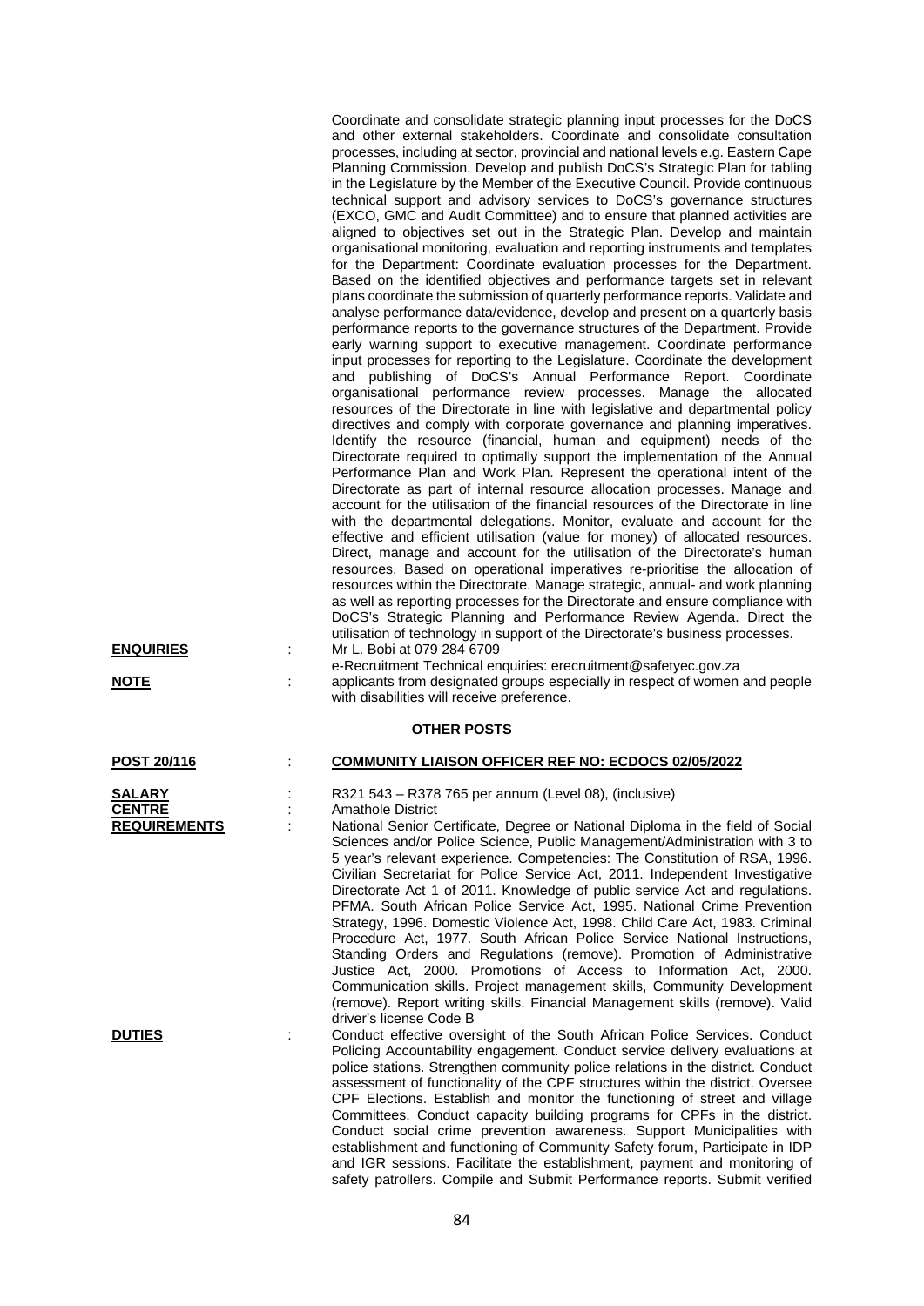Coordinate and consolidate strategic planning input processes for the DoCS and other external stakeholders. Coordinate and consolidate consultation processes, including at sector, provincial and national levels e.g. Eastern Cape Planning Commission. Develop and publish DoCS's Strategic Plan for tabling in the Legislature by the Member of the Executive Council. Provide continuous technical support and advisory services to DoCS's governance structures (EXCO, GMC and Audit Committee) and to ensure that planned activities are aligned to objectives set out in the Strategic Plan. Develop and maintain organisational monitoring, evaluation and reporting instruments and templates for the Department: Coordinate evaluation processes for the Department. Based on the identified objectives and performance targets set in relevant plans coordinate the submission of quarterly performance reports. Validate and analyse performance data/evidence, develop and present on a quarterly basis performance reports to the governance structures of the Department. Provide early warning support to executive management. Coordinate performance input processes for reporting to the Legislature. Coordinate the development and publishing of DoCS's Annual Performance Report. Coordinate organisational performance review processes. Manage the allocated resources of the Directorate in line with legislative and departmental policy directives and comply with corporate governance and planning imperatives. Identify the resource (financial, human and equipment) needs of the Directorate required to optimally support the implementation of the Annual Performance Plan and Work Plan. Represent the operational intent of the Directorate as part of internal resource allocation processes. Manage and account for the utilisation of the financial resources of the Directorate in line with the departmental delegations. Monitor, evaluate and account for the effective and efficient utilisation (value for money) of allocated resources. Direct, manage and account for the utilisation of the Directorate's human resources. Based on operational imperatives re-prioritise the allocation of resources within the Directorate. Manage strategic, annual- and work planning as well as reporting processes for the Directorate and ensure compliance with DoCS's Strategic Planning and Performance Review Agenda. Direct the utilisation of technology in support of the Directorate's business processes.

**ENQUIRIES** : Mr L. Bobi at 079 284 6709
e-Recruitment Technical enquiries: erecruitment@safetyec.gov.za

**NOTE** : applicants from designated groups especially in respect of women and people with disabilities will receive preference.

## OTHER POSTS

**POST 20/116** : **COMMUNITY LIAISON OFFICER REF NO: ECDOCS 02/05/2022**

**SALARY** : R321 543 – R378 765 per annum (Level 08), (inclusive)

**CENTRE** : Amathole District

**REQUIREMENTS** : National Senior Certificate, Degree or National Diploma in the field of Social Sciences and/or Police Science, Public Management/Administration with 3 to 5 year's relevant experience. Competencies: The Constitution of RSA, 1996. Civilian Secretariat for Police Service Act, 2011. Independent Investigative Directorate Act 1 of 2011. Knowledge of public service Act and regulations. PFMA. South African Police Service Act, 1995. National Crime Prevention Strategy, 1996. Domestic Violence Act, 1998. Child Care Act, 1983. Criminal Procedure Act, 1977. South African Police Service National Instructions, Standing Orders and Regulations (remove). Promotion of Administrative Justice Act, 2000. Promotions of Access to Information Act, 2000. Communication skills. Project management skills, Community Development (remove). Report writing skills. Financial Management skills (remove). Valid driver's license Code B

**DUTIES** : Conduct effective oversight of the South African Police Services. Conduct Policing Accountability engagement. Conduct service delivery evaluations at police stations. Strengthen community police relations in the district. Conduct assessment of functionality of the CPF structures within the district. Oversee CPF Elections. Establish and monitor the functioning of street and village Committees. Conduct capacity building programs for CPFs in the district. Conduct social crime prevention awareness. Support Municipalities with establishment and functioning of Community Safety forum, Participate in IDP and IGR sessions. Facilitate the establishment, payment and monitoring of safety patrollers. Compile and Submit Performance reports. Submit verified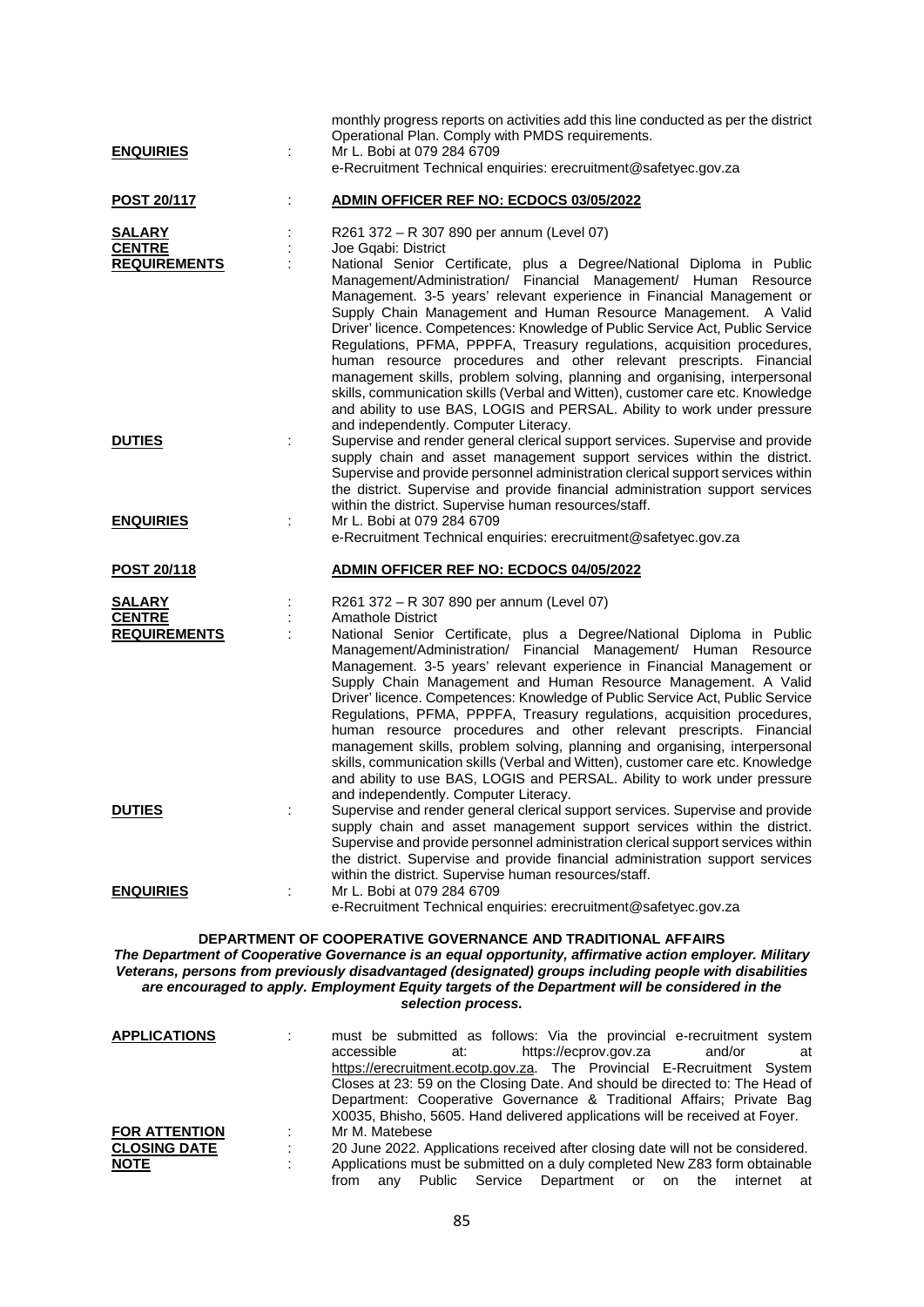monthly progress reports on activities add this line conducted as per the district Operational Plan. Comply with PMDS requirements.

**ENQUIRIES** : Mr L. Bobi at 079 284 6709
e-Recruitment Technical enquiries: erecruitment@safetyec.gov.za

**POST 20/117** : **ADMIN OFFICER REF NO: ECDOCS 03/05/2022**

**SALARY** : R261 372 – R 307 890 per annum (Level 07)

**CENTRE** : Joe Gqabi: District

**REQUIREMENTS** : National Senior Certificate, plus a Degree/National Diploma in Public Management/Administration/ Financial Management/ Human Resource Management. 3-5 years' relevant experience in Financial Management or Supply Chain Management and Human Resource Management. A Valid Driver' licence. Competences: Knowledge of Public Service Act, Public Service Regulations, PFMA, PPPFA, Treasury regulations, acquisition procedures, human resource procedures and other relevant prescripts. Financial management skills, problem solving, planning and organising, interpersonal skills, communication skills (Verbal and Witten), customer care etc. Knowledge and ability to use BAS, LOGIS and PERSAL. Ability to work under pressure and independently. Computer Literacy.

**DUTIES** : Supervise and render general clerical support services. Supervise and provide supply chain and asset management support services within the district. Supervise and provide personnel administration clerical support services within the district. Supervise and provide financial administration support services within the district. Supervise human resources/staff.

**ENQUIRIES** : Mr L. Bobi at 079 284 6709
e-Recruitment Technical enquiries: erecruitment@safetyec.gov.za

**POST 20/118** **ADMIN OFFICER REF NO: ECDOCS 04/05/2022**

**SALARY** : R261 372 – R 307 890 per annum (Level 07)

**CENTRE** : Amathole District

**REQUIREMENTS** : National Senior Certificate, plus a Degree/National Diploma in Public Management/Administration/ Financial Management/ Human Resource Management. 3-5 years' relevant experience in Financial Management or Supply Chain Management and Human Resource Management. A Valid Driver' licence. Competences: Knowledge of Public Service Act, Public Service Regulations, PFMA, PPPFA, Treasury regulations, acquisition procedures, human resource procedures and other relevant prescripts. Financial management skills, problem solving, planning and organising, interpersonal skills, communication skills (Verbal and Witten), customer care etc. Knowledge and ability to use BAS, LOGIS and PERSAL. Ability to work under pressure and independently. Computer Literacy.

**DUTIES** : Supervise and render general clerical support services. Supervise and provide supply chain and asset management support services within the district. Supervise and provide personnel administration clerical support services within the district. Supervise and provide financial administration support services within the district. Supervise human resources/staff.

**ENQUIRIES** : Mr L. Bobi at 079 284 6709
e-Recruitment Technical enquiries: erecruitment@safetyec.gov.za

## DEPARTMENT OF COOPERATIVE GOVERNANCE AND TRADITIONAL AFFAIRS

***The Department of Cooperative Governance is an equal opportunity, affirmative action employer. Military Veterans, persons from previously disadvantaged (designated) groups including people with disabilities are encouraged to apply. Employment Equity targets of the Department will be considered in the selection process.***

**APPLICATIONS** : must be submitted as follows: Via the provincial e-recruitment system accessible at: https://ecprov.gov.za and/or at https://erecruitment.ecotp.gov.za. The Provincial E-Recruitment System Closes at 23: 59 on the Closing Date. And should be directed to: The Head of Department: Cooperative Governance & Traditional Affairs; Private Bag X0035, Bhisho, 5605. Hand delivered applications will be received at Foyer.

**FOR ATTENTION** : Mr M. Matebese

**CLOSING DATE** : 20 June 2022. Applications received after closing date will not be considered.

**NOTE** : Applications must be submitted on a duly completed New Z83 form obtainable from any Public Service Department or on the internet at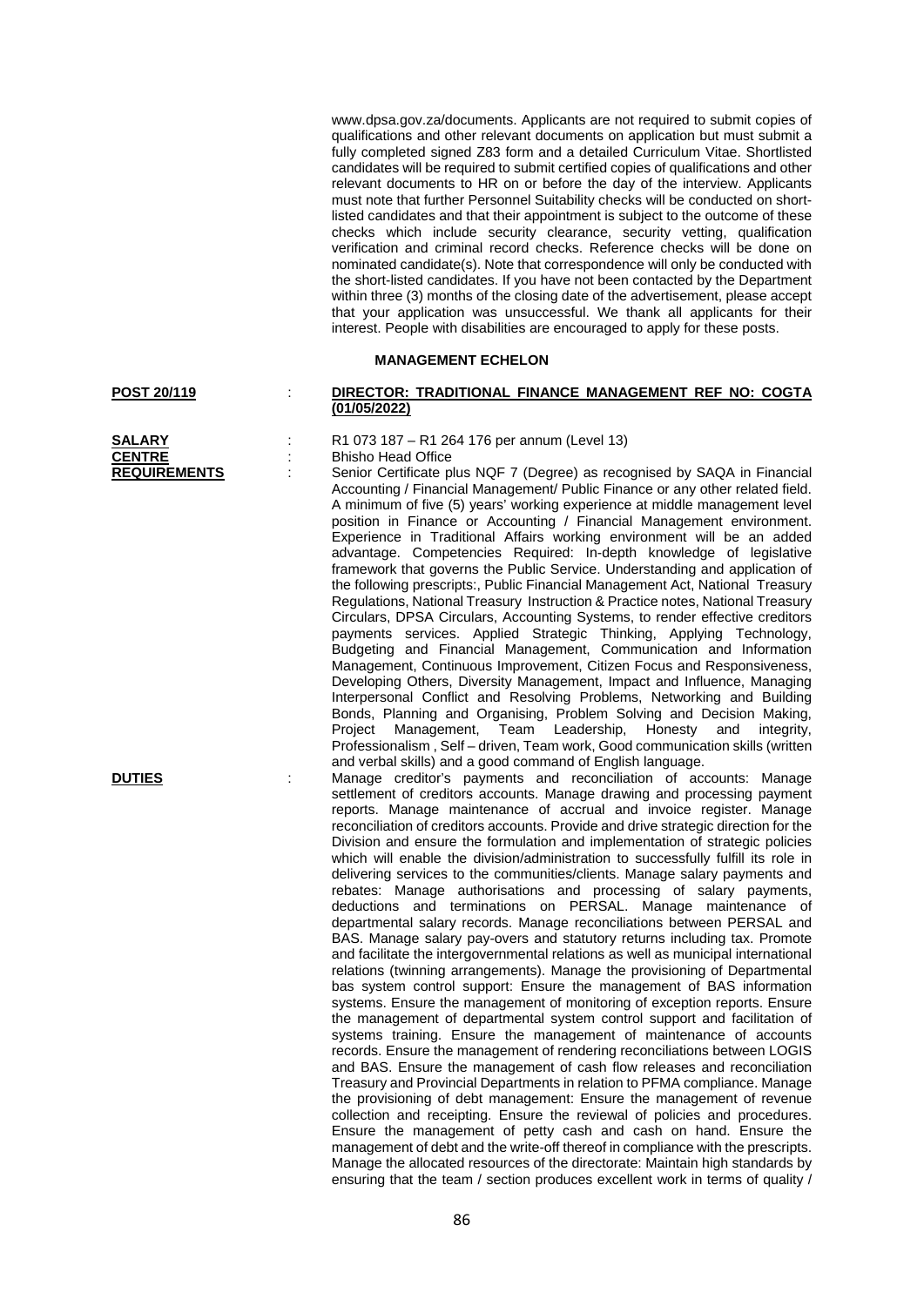www.dpsa.gov.za/documents. Applicants are not required to submit copies of qualifications and other relevant documents on application but must submit a fully completed signed Z83 form and a detailed Curriculum Vitae. Shortlisted candidates will be required to submit certified copies of qualifications and other relevant documents to HR on or before the day of the interview. Applicants must note that further Personnel Suitability checks will be conducted on short-listed candidates and that their appointment is subject to the outcome of these checks which include security clearance, security vetting, qualification verification and criminal record checks. Reference checks will be done on nominated candidate(s). Note that correspondence will only be conducted with the short-listed candidates. If you have not been contacted by the Department within three (3) months of the closing date of the advertisement, please accept that your application was unsuccessful. We thank all applicants for their interest. People with disabilities are encouraged to apply for these posts.

**MANAGEMENT ECHELON**

**POST 20/119** : **DIRECTOR: TRADITIONAL FINANCE MANAGEMENT REF NO: COGTA (01/05/2022)**

**SALARY** : R1 073 187 – R1 264 176 per annum (Level 13)

**CENTRE** : Bhisho Head Office

**REQUIREMENTS** : Senior Certificate plus NQF 7 (Degree) as recognised by SAQA in Financial Accounting / Financial Management/ Public Finance or any other related field. A minimum of five (5) years' working experience at middle management level position in Finance or Accounting / Financial Management environment. Experience in Traditional Affairs working environment will be an added advantage. Competencies Required: In-depth knowledge of legislative framework that governs the Public Service. Understanding and application of the following prescripts:, Public Financial Management Act, National Treasury Regulations, National Treasury Instruction & Practice notes, National Treasury Circulars, DPSA Circulars, Accounting Systems, to render effective creditors payments services. Applied Strategic Thinking, Applying Technology, Budgeting and Financial Management, Communication and Information Management, Continuous Improvement, Citizen Focus and Responsiveness, Developing Others, Diversity Management, Impact and Influence, Managing Interpersonal Conflict and Resolving Problems, Networking and Building Bonds, Planning and Organising, Problem Solving and Decision Making, Project Management, Team Leadership, Honesty and integrity, Professionalism , Self – driven, Team work, Good communication skills (written and verbal skills) and a good command of English language.

**DUTIES** : Manage creditor's payments and reconciliation of accounts: Manage settlement of creditors accounts. Manage drawing and processing payment reports. Manage maintenance of accrual and invoice register. Manage reconciliation of creditors accounts. Provide and drive strategic direction for the Division and ensure the formulation and implementation of strategic policies which will enable the division/administration to successfully fulfill its role in delivering services to the communities/clients. Manage salary payments and rebates: Manage authorisations and processing of salary payments, deductions and terminations on PERSAL. Manage maintenance of departmental salary records. Manage reconciliations between PERSAL and BAS. Manage salary pay-overs and statutory returns including tax. Promote and facilitate the intergovernmental relations as well as municipal international relations (twinning arrangements). Manage the provisioning of Departmental bas system control support: Ensure the management of BAS information systems. Ensure the management of monitoring of exception reports. Ensure the management of departmental system control support and facilitation of systems training. Ensure the management of maintenance of accounts records. Ensure the management of rendering reconciliations between LOGIS and BAS. Ensure the management of cash flow releases and reconciliation Treasury and Provincial Departments in relation to PFMA compliance. Manage the provisioning of debt management: Ensure the management of revenue collection and receipting. Ensure the reviewal of policies and procedures. Ensure the management of petty cash and cash on hand. Ensure the management of debt and the write-off thereof in compliance with the prescripts. Manage the allocated resources of the directorate: Maintain high standards by ensuring that the team / section produces excellent work in terms of quality /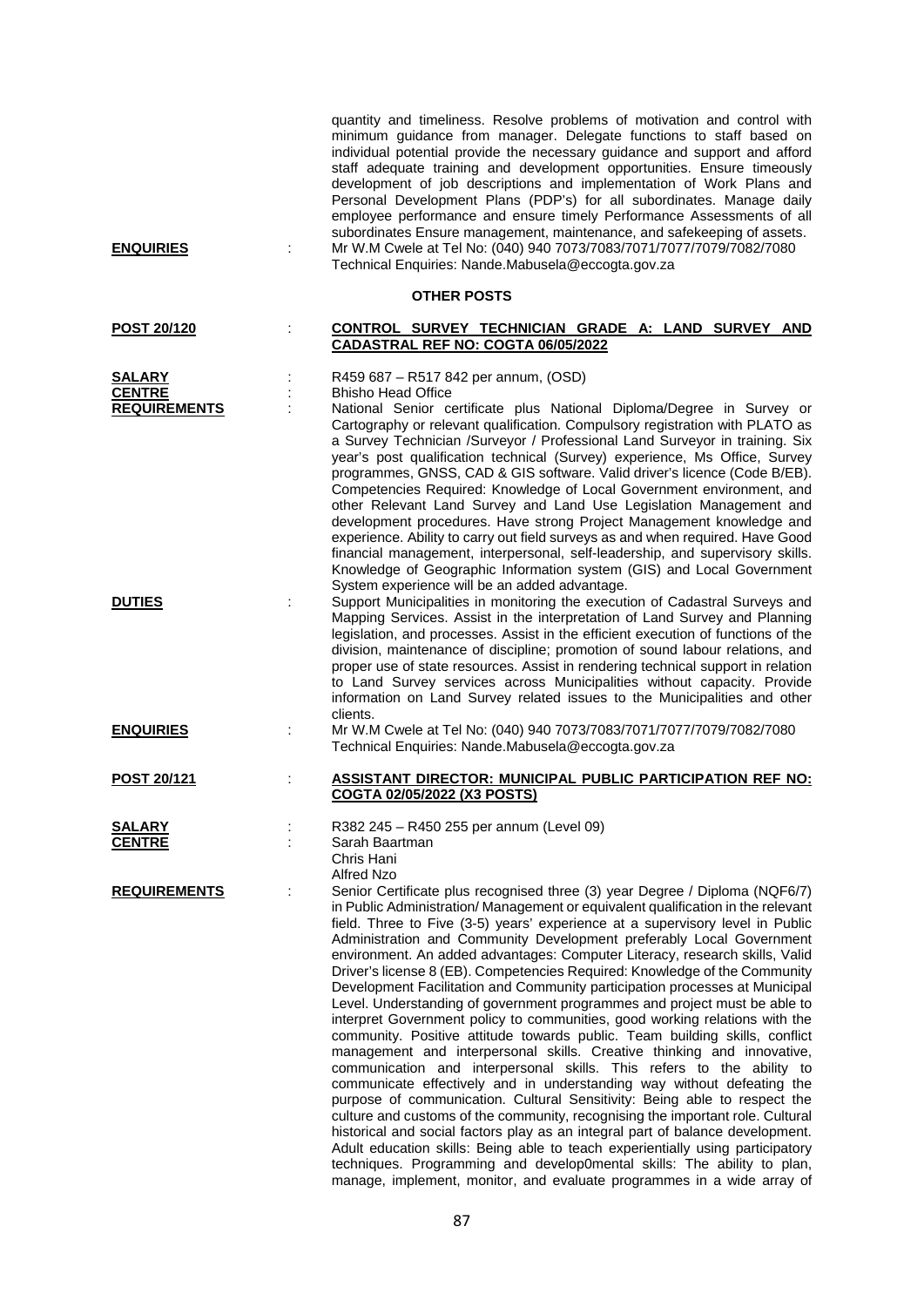quantity and timeliness. Resolve problems of motivation and control with minimum guidance from manager. Delegate functions to staff based on individual potential provide the necessary guidance and support and afford staff adequate training and development opportunities. Ensure timeously development of job descriptions and implementation of Work Plans and Personal Development Plans (PDP's) for all subordinates. Manage daily employee performance and ensure timely Performance Assessments of all subordinates Ensure management, maintenance, and safekeeping of assets.

**ENQUIRIES** : Mr W.M Cwele at Tel No: (040) 940 7073/7083/7071/7077/7079/7082/7080 Technical Enquiries: Nande.Mabusela@eccogta.gov.za

## OTHER POSTS

**POST 20/120** : **CONTROL SURVEY TECHNICIAN GRADE A: LAND SURVEY AND CADASTRAL REF NO: COGTA 06/05/2022**

**SALARY** : R459 687 – R517 842 per annum, (OSD)

**CENTRE** : Bhisho Head Office

**REQUIREMENTS** : National Senior certificate plus National Diploma/Degree in Survey or Cartography or relevant qualification. Compulsory registration with PLATO as a Survey Technician /Surveyor / Professional Land Surveyor in training. Six year's post qualification technical (Survey) experience, Ms Office, Survey programmes, GNSS, CAD & GIS software. Valid driver's licence (Code B/EB). Competencies Required: Knowledge of Local Government environment, and other Relevant Land Survey and Land Use Legislation Management and development procedures. Have strong Project Management knowledge and experience. Ability to carry out field surveys as and when required. Have Good financial management, interpersonal, self-leadership, and supervisory skills. Knowledge of Geographic Information system (GIS) and Local Government System experience will be an added advantage.

**DUTIES** : Support Municipalities in monitoring the execution of Cadastral Surveys and Mapping Services. Assist in the interpretation of Land Survey and Planning legislation, and processes. Assist in the efficient execution of functions of the division, maintenance of discipline; promotion of sound labour relations, and proper use of state resources. Assist in rendering technical support in relation to Land Survey services across Municipalities without capacity. Provide information on Land Survey related issues to the Municipalities and other clients.

**ENQUIRIES** : Mr W.M Cwele at Tel No: (040) 940 7073/7083/7071/7077/7079/7082/7080 Technical Enquiries: Nande.Mabusela@eccogta.gov.za

**POST 20/121** : **ASSISTANT DIRECTOR: MUNICIPAL PUBLIC PARTICIPATION REF NO: COGTA 02/05/2022 (X3 POSTS)**

**SALARY** : R382 245 – R450 255 per annum (Level 09)

**CENTRE** : Sarah Baartman
Chris Hani
Alfred Nzo

**REQUIREMENTS** : Senior Certificate plus recognised three (3) year Degree / Diploma (NQF6/7) in Public Administration/ Management or equivalent qualification in the relevant field. Three to Five (3-5) years' experience at a supervisory level in Public Administration and Community Development preferably Local Government environment. An added advantages: Computer Literacy, research skills, Valid Driver's license 8 (EB). Competencies Required: Knowledge of the Community Development Facilitation and Community participation processes at Municipal Level. Understanding of government programmes and project must be able to interpret Government policy to communities, good working relations with the community. Positive attitude towards public. Team building skills, conflict management and interpersonal skills. Creative thinking and innovative, communication and interpersonal skills. This refers to the ability to communicate effectively and in understanding way without defeating the purpose of communication. Cultural Sensitivity: Being able to respect the culture and customs of the community, recognising the important role. Cultural historical and social factors play as an integral part of balance development. Adult education skills: Being able to teach experientially using participatory techniques. Programming and develop0mental skills: The ability to plan, manage, implement, monitor, and evaluate programmes in a wide array of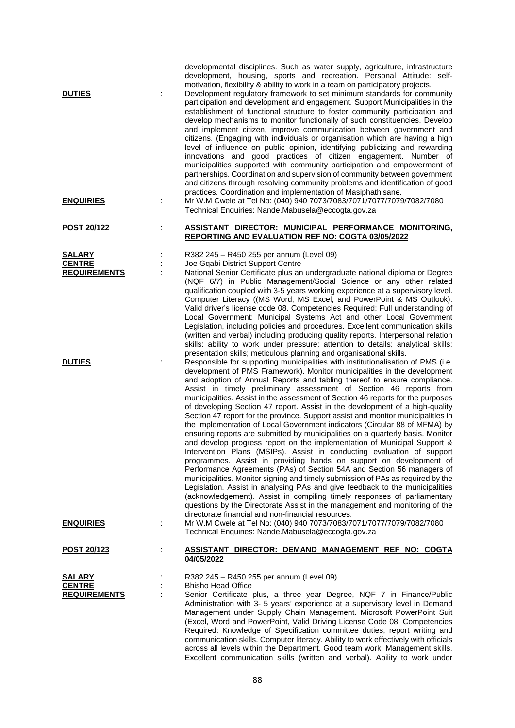developmental disciplines. Such as water supply, agriculture, infrastructure development, housing, sports and recreation. Personal Attitude: self-motivation, flexibility & ability to work in a team on participatory projects.

**DUTIES** : Development regulatory framework to set minimum standards for community participation and development and engagement. Support Municipalities in the establishment of functional structure to foster community participation and develop mechanisms to monitor functionally of such constituencies. Develop and implement citizen, improve communication between government and citizens. (Engaging with individuals or organisation which are having a high level of influence on public opinion, identifying publicizing and rewarding innovations and good practices of citizen engagement. Number of municipalities supported with community participation and empowerment of partnerships. Coordination and supervision of community between government and citizens through resolving community problems and identification of good practices. Coordination and implementation of Masiphathisane.

**ENQUIRIES** : Mr W.M Cwele at Tel No: (040) 940 7073/7083/7071/7077/7079/7082/7080 Technical Enquiries: Nande.Mabusela@eccogta.gov.za

**POST 20/122** : **ASSISTANT DIRECTOR: MUNICIPAL PERFORMANCE MONITORING, REPORTING AND EVALUATION REF NO: COGTA 03/05/2022**

**SALARY** : R382 245 – R450 255 per annum (Level 09)

**CENTRE** : Joe Gqabi District Support Centre

**REQUIREMENTS** : National Senior Certificate plus an undergraduate national diploma or Degree (NQF 6/7) in Public Management/Social Science or any other related qualification coupled with 3-5 years working experience at a supervisory level. Computer Literacy ((MS Word, MS Excel, and PowerPoint & MS Outlook). Valid driver's license code 08. Competencies Required: Full understanding of Local Government: Municipal Systems Act and other Local Government Legislation, including policies and procedures. Excellent communication skills (written and verbal) including producing quality reports. Interpersonal relation skills: ability to work under pressure; attention to details; analytical skills; presentation skills; meticulous planning and organisational skills.

**DUTIES** : Responsible for supporting municipalities with institutionalisation of PMS (i.e. development of PMS Framework). Monitor municipalities in the development and adoption of Annual Reports and tabling thereof to ensure compliance. Assist in timely preliminary assessment of Section 46 reports from municipalities. Assist in the assessment of Section 46 reports for the purposes of developing Section 47 report. Assist in the development of a high-quality Section 47 report for the province. Support assist and monitor municipalities in the implementation of Local Government indicators (Circular 88 of MFMA) by ensuring reports are submitted by municipalities on a quarterly basis. Monitor and develop progress report on the implementation of Municipal Support & Intervention Plans (MSIPs). Assist in conducting evaluation of support programmes. Assist in providing hands on support on development of Performance Agreements (PAs) of Section 54A and Section 56 managers of municipalities. Monitor signing and timely submission of PAs as required by the Legislation. Assist in analysing PAs and give feedback to the municipalities (acknowledgement). Assist in compiling timely responses of parliamentary questions by the Directorate Assist in the management and monitoring of the directorate financial and non-financial resources.

**ENQUIRIES** : Mr W.M Cwele at Tel No: (040) 940 7073/7083/7071/7077/7079/7082/7080 Technical Enquiries: Nande.Mabusela@eccogta.gov.za

**POST 20/123** : **ASSISTANT DIRECTOR: DEMAND MANAGEMENT REF NO: COGTA 04/05/2022**

**SALARY** : R382 245 – R450 255 per annum (Level 09)

**CENTRE** : Bhisho Head Office

**REQUIREMENTS** : Senior Certificate plus, a three year Degree, NQF 7 in Finance/Public Administration with 3- 5 years' experience at a supervisory level in Demand Management under Supply Chain Management. Microsoft PowerPoint Suit (Excel, Word and PowerPoint, Valid Driving License Code 08. Competencies Required: Knowledge of Specification committee duties, report writing and communication skills. Computer literacy. Ability to work effectively with officials across all levels within the Department. Good team work. Management skills. Excellent communication skills (written and verbal). Ability to work under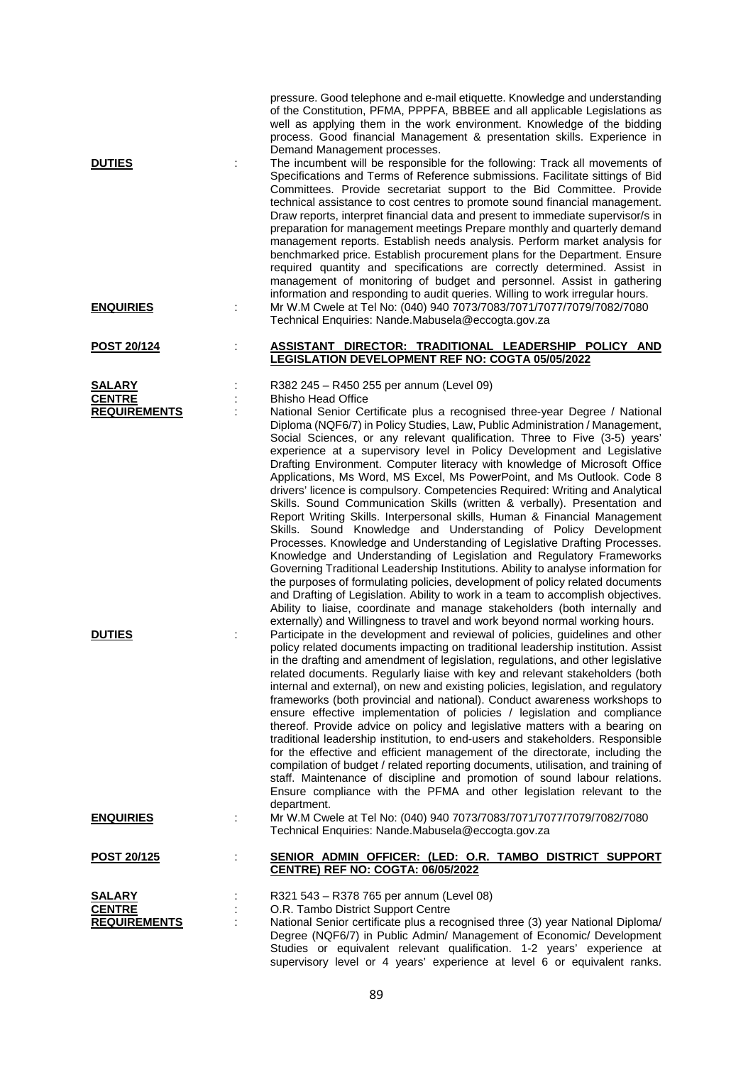pressure. Good telephone and e-mail etiquette. Knowledge and understanding of the Constitution, PFMA, PPPFA, BBBEE and all applicable Legislations as well as applying them in the work environment. Knowledge of the bidding process. Good financial Management & presentation skills. Experience in Demand Management processes.

**DUTIES** : The incumbent will be responsible for the following: Track all movements of Specifications and Terms of Reference submissions. Facilitate sittings of Bid Committees. Provide secretariat support to the Bid Committee. Provide technical assistance to cost centres to promote sound financial management. Draw reports, interpret financial data and present to immediate supervisor/s in preparation for management meetings Prepare monthly and quarterly demand management reports. Establish needs analysis. Perform market analysis for benchmarked price. Establish procurement plans for the Department. Ensure required quantity and specifications are correctly determined. Assist in management of monitoring of budget and personnel. Assist in gathering information and responding to audit queries. Willing to work irregular hours.

**ENQUIRIES** : Mr W.M Cwele at Tel No: (040) 940 7073/7083/7071/7077/7079/7082/7080 Technical Enquiries: Nande.Mabusela@eccogta.gov.za

**POST 20/124** : **ASSISTANT DIRECTOR: TRADITIONAL LEADERSHIP POLICY AND LEGISLATION DEVELOPMENT REF NO: COGTA 05/05/2022**

**SALARY** : R382 245 – R450 255 per annum (Level 09)

**CENTRE** : Bhisho Head Office

**REQUIREMENTS** : National Senior Certificate plus a recognised three-year Degree / National Diploma (NQF6/7) in Policy Studies, Law, Public Administration / Management, Social Sciences, or any relevant qualification. Three to Five (3-5) years' experience at a supervisory level in Policy Development and Legislative Drafting Environment. Computer literacy with knowledge of Microsoft Office Applications, Ms Word, MS Excel, Ms PowerPoint, and Ms Outlook. Code 8 drivers' licence is compulsory. Competencies Required: Writing and Analytical Skills. Sound Communication Skills (written & verbally). Presentation and Report Writing Skills. Interpersonal skills, Human & Financial Management Skills. Sound Knowledge and Understanding of Policy Development Processes. Knowledge and Understanding of Legislative Drafting Processes. Knowledge and Understanding of Legislation and Regulatory Frameworks Governing Traditional Leadership Institutions. Ability to analyse information for the purposes of formulating policies, development of policy related documents and Drafting of Legislation. Ability to work in a team to accomplish objectives. Ability to liaise, coordinate and manage stakeholders (both internally and externally) and Willingness to travel and work beyond normal working hours.

**DUTIES** : Participate in the development and reviewal of policies, guidelines and other policy related documents impacting on traditional leadership institution. Assist in the drafting and amendment of legislation, regulations, and other legislative related documents. Regularly liaise with key and relevant stakeholders (both internal and external), on new and existing policies, legislation, and regulatory frameworks (both provincial and national). Conduct awareness workshops to ensure effective implementation of policies / legislation and compliance thereof. Provide advice on policy and legislative matters with a bearing on traditional leadership institution, to end-users and stakeholders. Responsible for the effective and efficient management of the directorate, including the compilation of budget / related reporting documents, utilisation, and training of staff. Maintenance of discipline and promotion of sound labour relations. Ensure compliance with the PFMA and other legislation relevant to the department.

**ENQUIRIES** : Mr W.M Cwele at Tel No: (040) 940 7073/7083/7071/7077/7079/7082/7080 Technical Enquiries: Nande.Mabusela@eccogta.gov.za

**POST 20/125** : **SENIOR ADMIN OFFICER: (LED: O.R. TAMBO DISTRICT SUPPORT CENTRE) REF NO: COGTA: 06/05/2022**

**SALARY** : R321 543 – R378 765 per annum (Level 08)

**CENTRE** : O.R. Tambo District Support Centre

**REQUIREMENTS** : National Senior certificate plus a recognised three (3) year National Diploma/ Degree (NQF6/7) in Public Admin/ Management of Economic/ Development Studies or equivalent relevant qualification. 1-2 years' experience at supervisory level or 4 years' experience at level 6 or equivalent ranks.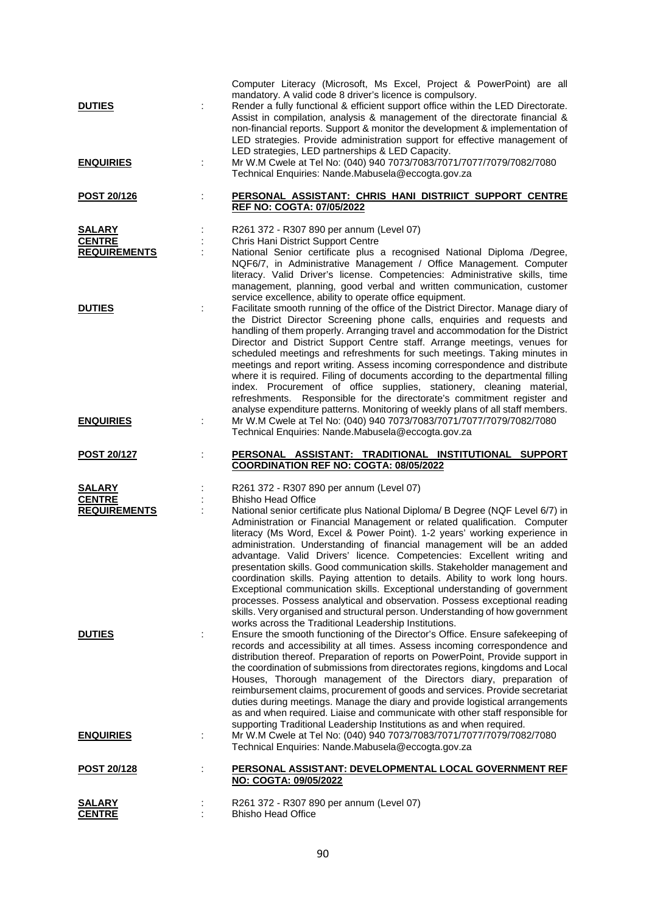Computer Literacy (Microsoft, Ms Excel, Project & PowerPoint) are all mandatory. A valid code 8 driver's licence is compulsory.

**DUTIES** : Render a fully functional & efficient support office within the LED Directorate. Assist in compilation, analysis & management of the directorate financial & non-financial reports. Support & monitor the development & implementation of LED strategies. Provide administration support for effective management of LED strategies, LED partnerships & LED Capacity.

**ENQUIRIES** : Mr W.M Cwele at Tel No: (040) 940 7073/7083/7071/7077/7079/7082/7080
Technical Enquiries: Nande.Mabusela@eccogta.gov.za

**POST 20/126** : **PERSONAL ASSISTANT: CHRIS HANI DISTRIICT SUPPORT CENTRE REF NO: COGTA: 07/05/2022**

**SALARY** : R261 372 - R307 890 per annum (Level 07)

**CENTRE** : Chris Hani District Support Centre

**REQUIREMENTS** : National Senior certificate plus a recognised National Diploma /Degree, NQF6/7, in Administrative Management / Office Management. Computer literacy. Valid Driver's license. Competencies: Administrative skills, time management, planning, good verbal and written communication, customer service excellence, ability to operate office equipment.

**DUTIES** : Facilitate smooth running of the office of the District Director. Manage diary of the District Director Screening phone calls, enquiries and requests and handling of them properly. Arranging travel and accommodation for the District Director and District Support Centre staff. Arrange meetings, venues for scheduled meetings and refreshments for such meetings. Taking minutes in meetings and report writing. Assess incoming correspondence and distribute where it is required. Filing of documents according to the departmental filling index. Procurement of office supplies, stationery, cleaning material, refreshments. Responsible for the directorate's commitment register and analyse expenditure patterns. Monitoring of weekly plans of all staff members.

**ENQUIRIES** : Mr W.M Cwele at Tel No: (040) 940 7073/7083/7071/7077/7079/7082/7080
Technical Enquiries: Nande.Mabusela@eccogta.gov.za

**POST 20/127** : **PERSONAL ASSISTANT: TRADITIONAL INSTITUTIONAL SUPPORT COORDINATION REF NO: COGTA: 08/05/2022**

**SALARY** : R261 372 - R307 890 per annum (Level 07)

**CENTRE** : Bhisho Head Office

**REQUIREMENTS** : National senior certificate plus National Diploma/ B Degree (NQF Level 6/7) in Administration or Financial Management or related qualification. Computer literacy (Ms Word, Excel & Power Point). 1-2 years' working experience in administration. Understanding of financial management will be an added advantage. Valid Drivers' licence. Competencies: Excellent writing and presentation skills. Good communication skills. Stakeholder management and coordination skills. Paying attention to details. Ability to work long hours. Exceptional communication skills. Exceptional understanding of government processes. Possess analytical and observation. Possess exceptional reading skills. Very organised and structural person. Understanding of how government works across the Traditional Leadership Institutions.

**DUTIES** : Ensure the smooth functioning of the Director's Office. Ensure safekeeping of records and accessibility at all times. Assess incoming correspondence and distribution thereof. Preparation of reports on PowerPoint, Provide support in the coordination of submissions from directorates regions, kingdoms and Local Houses, Thorough management of the Directors diary, preparation of reimbursement claims, procurement of goods and services. Provide secretariat duties during meetings. Manage the diary and provide logistical arrangements as and when required. Liaise and communicate with other staff responsible for supporting Traditional Leadership Institutions as and when required.

**ENQUIRIES** : Mr W.M Cwele at Tel No: (040) 940 7073/7083/7071/7077/7079/7082/7080
Technical Enquiries: Nande.Mabusela@eccogta.gov.za

**POST 20/128** : **PERSONAL ASSISTANT: DEVELOPMENTAL LOCAL GOVERNMENT REF NO: COGTA: 09/05/2022**

**SALARY** : R261 372 - R307 890 per annum (Level 07)

**CENTRE** : Bhisho Head Office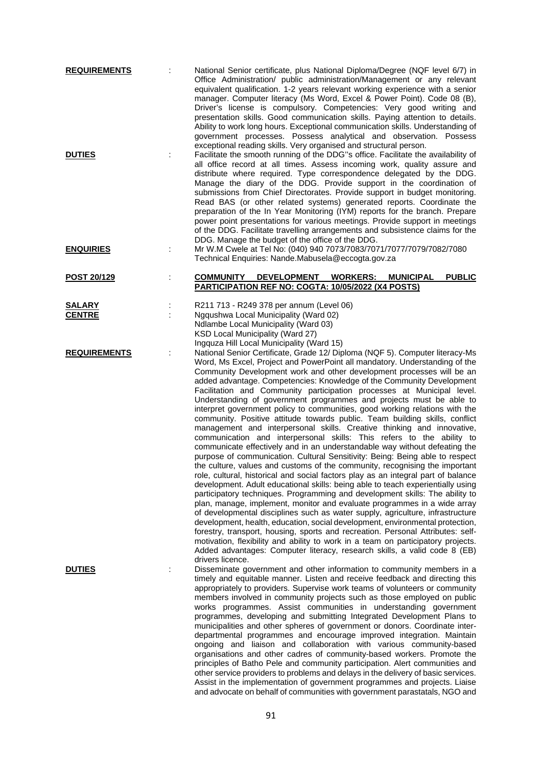**REQUIREMENTS** : National Senior certificate, plus National Diploma/Degree (NQF level 6/7) in Office Administration/ public administration/Management or any relevant equivalent qualification. 1-2 years relevant working experience with a senior manager. Computer literacy (Ms Word, Excel & Power Point). Code 08 (B), Driver's license is compulsory. Competencies: Very good writing and presentation skills. Good communication skills. Paying attention to details. Ability to work long hours. Exceptional communication skills. Understanding of government processes. Possess analytical and observation. Possess exceptional reading skills. Very organised and structural person.

**DUTIES** : Facilitate the smooth running of the DDG''s office. Facilitate the availability of all office record at all times. Assess incoming work, quality assure and distribute where required. Type correspondence delegated by the DDG. Manage the diary of the DDG. Provide support in the coordination of submissions from Chief Directorates. Provide support in budget monitoring. Read BAS (or other related systems) generated reports. Coordinate the preparation of the In Year Monitoring (IYM) reports for the branch. Prepare power point presentations for various meetings. Provide support in meetings of the DDG. Facilitate travelling arrangements and subsistence claims for the DDG. Manage the budget of the office of the DDG.

**ENQUIRIES** : Mr W.M Cwele at Tel No: (040) 940 7073/7083/7071/7077/7079/7082/7080 Technical Enquiries: Nande.Mabusela@eccogta.gov.za

**POST 20/129** : **COMMUNITY DEVELOPMENT WORKERS: MUNICIPAL PUBLIC PARTICIPATION REF NO: COGTA: 10/05/2022 (X4 POSTS)**

**SALARY** : R211 713 - R249 378 per annum (Level 06)

**CENTRE** : Ngqushwa Local Municipality (Ward 02)
Ndlambe Local Municipality (Ward 03)
KSD Local Municipality (Ward 27)
Ingquza Hill Local Municipality (Ward 15)

**REQUIREMENTS** : National Senior Certificate, Grade 12/ Diploma (NQF 5). Computer literacy-Ms Word, Ms Excel, Project and PowerPoint all mandatory. Understanding of the Community Development work and other development processes will be an added advantage. Competencies: Knowledge of the Community Development Facilitation and Community participation processes at Municipal level. Understanding of government programmes and projects must be able to interpret government policy to communities, good working relations with the community. Positive attitude towards public. Team building skills, conflict management and interpersonal skills. Creative thinking and innovative, communication and interpersonal skills: This refers to the ability to communicate effectively and in an understandable way without defeating the purpose of communication. Cultural Sensitivity: Being: Being able to respect the culture, values and customs of the community, recognising the important role, cultural, historical and social factors play as an integral part of balance development. Adult educational skills: being able to teach experientially using participatory techniques. Programming and development skills: The ability to plan, manage, implement, monitor and evaluate programmes in a wide array of developmental disciplines such as water supply, agriculture, infrastructure development, health, education, social development, environmental protection, forestry, transport, housing, sports and recreation. Personal Attributes: self-motivation, flexibility and ability to work in a team on participatory projects. Added advantages: Computer literacy, research skills, a valid code 8 (EB) drivers licence.

**DUTIES** : Disseminate government and other information to community members in a timely and equitable manner. Listen and receive feedback and directing this appropriately to providers. Supervise work teams of volunteers or community members involved in community projects such as those employed on public works programmes. Assist communities in understanding government programmes, developing and submitting Integrated Development Plans to municipalities and other spheres of government or donors. Coordinate inter-departmental programmes and encourage improved integration. Maintain ongoing and liaison and collaboration with various community-based organisations and other cadres of community-based workers. Promote the principles of Batho Pele and community participation. Alert communities and other service providers to problems and delays in the delivery of basic services. Assist in the implementation of government programmes and projects. Liaise and advocate on behalf of communities with government parastatals, NGO and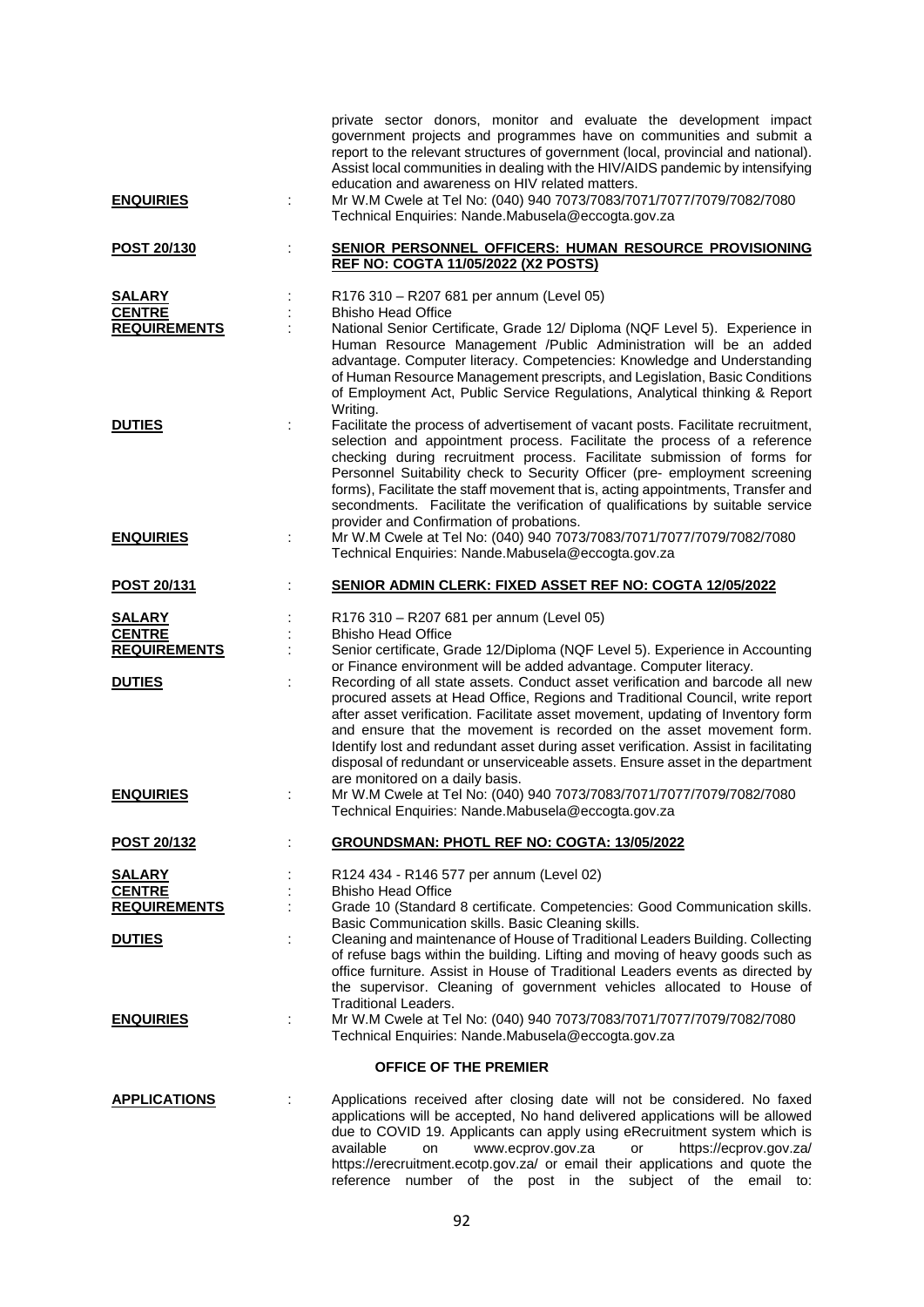private sector donors, monitor and evaluate the development impact government projects and programmes have on communities and submit a report to the relevant structures of government (local, provincial and national). Assist local communities in dealing with the HIV/AIDS pandemic by intensifying education and awareness on HIV related matters.

**ENQUIRIES** : Mr W.M Cwele at Tel No: (040) 940 7073/7083/7071/7077/7079/7082/7080 Technical Enquiries: Nande.Mabusela@eccogta.gov.za

**POST 20/130** : **SENIOR PERSONNEL OFFICERS: HUMAN RESOURCE PROVISIONING REF NO: COGTA 11/05/2022 (X2 POSTS)**

**SALARY** : R176 310 – R207 681 per annum (Level 05)

**CENTRE** : Bhisho Head Office

**REQUIREMENTS** : National Senior Certificate, Grade 12/ Diploma (NQF Level 5). Experience in Human Resource Management /Public Administration will be an added advantage. Computer literacy. Competencies: Knowledge and Understanding of Human Resource Management prescripts, and Legislation, Basic Conditions of Employment Act, Public Service Regulations, Analytical thinking & Report Writing.

**DUTIES** : Facilitate the process of advertisement of vacant posts. Facilitate recruitment, selection and appointment process. Facilitate the process of a reference checking during recruitment process. Facilitate submission of forms for Personnel Suitability check to Security Officer (pre- employment screening forms), Facilitate the staff movement that is, acting appointments, Transfer and secondments. Facilitate the verification of qualifications by suitable service provider and Confirmation of probations.

**ENQUIRIES** : Mr W.M Cwele at Tel No: (040) 940 7073/7083/7071/7077/7079/7082/7080 Technical Enquiries: Nande.Mabusela@eccogta.gov.za

**POST 20/131** : **SENIOR ADMIN CLERK: FIXED ASSET REF NO: COGTA 12/05/2022**

**SALARY** : R176 310 – R207 681 per annum (Level 05)

**CENTRE** : Bhisho Head Office

**REQUIREMENTS** : Senior certificate, Grade 12/Diploma (NQF Level 5). Experience in Accounting or Finance environment will be added advantage. Computer literacy.

**DUTIES** : Recording of all state assets. Conduct asset verification and barcode all new procured assets at Head Office, Regions and Traditional Council, write report after asset verification. Facilitate asset movement, updating of Inventory form and ensure that the movement is recorded on the asset movement form. Identify lost and redundant asset during asset verification. Assist in facilitating disposal of redundant or unserviceable assets. Ensure asset in the department are monitored on a daily basis.

**ENQUIRIES** : Mr W.M Cwele at Tel No: (040) 940 7073/7083/7071/7077/7079/7082/7080 Technical Enquiries: Nande.Mabusela@eccogta.gov.za

**POST 20/132** : **GROUNDSMAN: PHOTL REF NO: COGTA: 13/05/2022**

**SALARY** : R124 434 - R146 577 per annum (Level 02)

**CENTRE** : Bhisho Head Office

**REQUIREMENTS** : Grade 10 (Standard 8 certificate. Competencies: Good Communication skills. Basic Communication skills. Basic Cleaning skills.

**DUTIES** : Cleaning and maintenance of House of Traditional Leaders Building. Collecting of refuse bags within the building. Lifting and moving of heavy goods such as office furniture. Assist in House of Traditional Leaders events as directed by the supervisor. Cleaning of government vehicles allocated to House of Traditional Leaders.

**ENQUIRIES** : Mr W.M Cwele at Tel No: (040) 940 7073/7083/7071/7077/7079/7082/7080 Technical Enquiries: Nande.Mabusela@eccogta.gov.za

## OFFICE OF THE PREMIER

**APPLICATIONS** : Applications received after closing date will not be considered. No faxed applications will be accepted, No hand delivered applications will be allowed due to COVID 19. Applicants can apply using eRecruitment system which is available on www.ecprov.gov.za or https://ecprov.gov.za/ https://erecruitment.ecotp.gov.za/ or email their applications and quote the reference number of the post in the subject of the email to: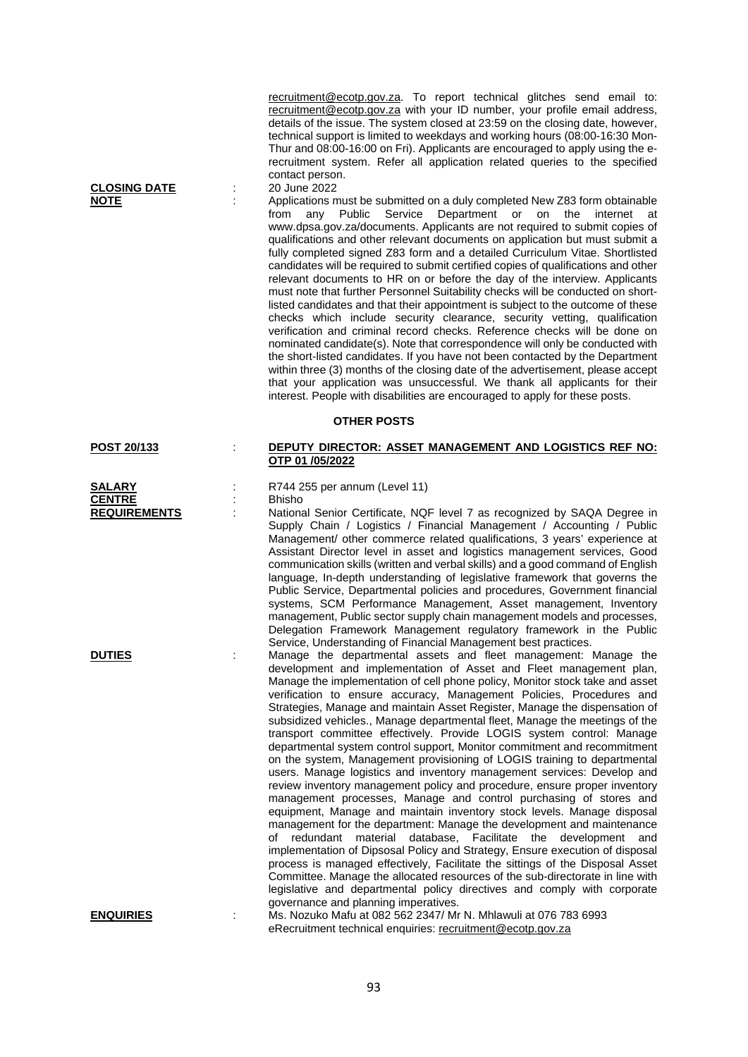recruitment@ecotp.gov.za. To report technical glitches send email to: recruitment@ecotp.gov.za with your ID number, your profile email address, details of the issue. The system closed at 23:59 on the closing date, however, technical support is limited to weekdays and working hours (08:00-16:30 Mon-Thur and 08:00-16:00 on Fri). Applicants are encouraged to apply using the e-recruitment system. Refer all application related queries to the specified contact person.

**CLOSING DATE** : 20 June 2022

**NOTE** : Applications must be submitted on a duly completed New Z83 form obtainable from any Public Service Department or on the internet at www.dpsa.gov.za/documents. Applicants are not required to submit copies of qualifications and other relevant documents on application but must submit a fully completed signed Z83 form and a detailed Curriculum Vitae. Shortlisted candidates will be required to submit certified copies of qualifications and other relevant documents to HR on or before the day of the interview. Applicants must note that further Personnel Suitability checks will be conducted on short-listed candidates and that their appointment is subject to the outcome of these checks which include security clearance, security vetting, qualification verification and criminal record checks. Reference checks will be done on nominated candidate(s). Note that correspondence will only be conducted with the short-listed candidates. If you have not been contacted by the Department within three (3) months of the closing date of the advertisement, please accept that your application was unsuccessful. We thank all applicants for their interest. People with disabilities are encouraged to apply for these posts.

## OTHER POSTS

**POST 20/133** : **DEPUTY DIRECTOR: ASSET MANAGEMENT AND LOGISTICS REF NO: OTP 01 /05/2022**

**SALARY** : R744 255 per annum (Level 11)

**CENTRE** : Bhisho

**REQUIREMENTS** : National Senior Certificate, NQF level 7 as recognized by SAQA Degree in Supply Chain / Logistics / Financial Management / Accounting / Public Management/ other commerce related qualifications, 3 years' experience at Assistant Director level in asset and logistics management services, Good communication skills (written and verbal skills) and a good command of English language, In-depth understanding of legislative framework that governs the Public Service, Departmental policies and procedures, Government financial systems, SCM Performance Management, Asset management, Inventory management, Public sector supply chain management models and processes, Delegation Framework Management regulatory framework in the Public Service, Understanding of Financial Management best practices.

**DUTIES** : Manage the departmental assets and fleet management: Manage the development and implementation of Asset and Fleet management plan, Manage the implementation of cell phone policy, Monitor stock take and asset verification to ensure accuracy, Management Policies, Procedures and Strategies, Manage and maintain Asset Register, Manage the dispensation of subsidized vehicles., Manage departmental fleet, Manage the meetings of the transport committee effectively. Provide LOGIS system control: Manage departmental system control support, Monitor commitment and recommitment on the system, Management provisioning of LOGIS training to departmental users. Manage logistics and inventory management services: Develop and review inventory management policy and procedure, ensure proper inventory management processes, Manage and control purchasing of stores and equipment, Manage and maintain inventory stock levels. Manage disposal management for the department: Manage the development and maintenance of redundant material database, Facilitate the development and implementation of Dipsosal Policy and Strategy, Ensure execution of disposal process is managed effectively, Facilitate the sittings of the Disposal Asset Committee. Manage the allocated resources of the sub-directorate in line with legislative and departmental policy directives and comply with corporate governance and planning imperatives.

**ENQUIRIES** : Ms. Nozuko Mafu at 082 562 2347/ Mr N. Mhlawuli at 076 783 6993
eRecruitment technical enquiries: recruitment@ecotp.gov.za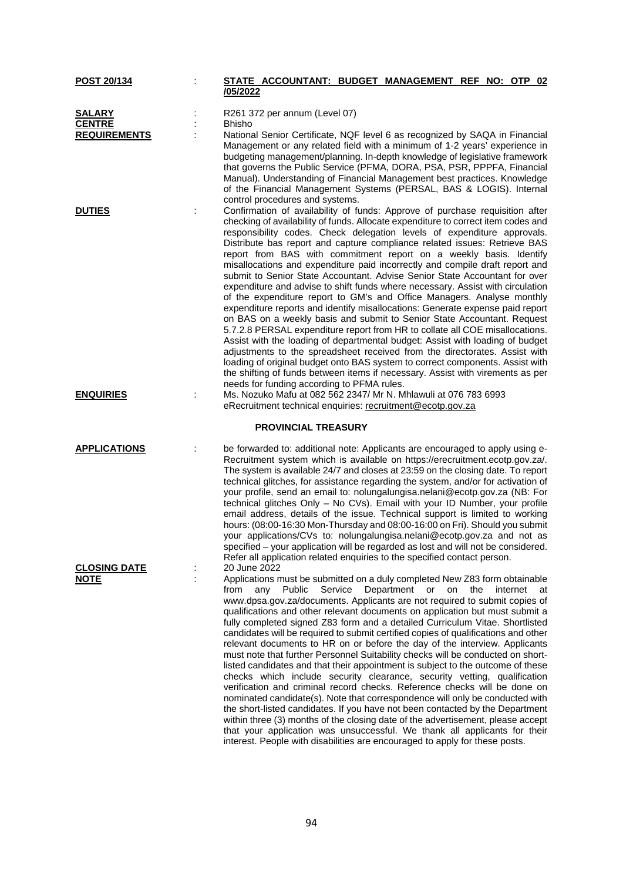**POST 20/134** : **STATE ACCOUNTANT: BUDGET MANAGEMENT REF NO: OTP 02 /05/2022**

**SALARY** : R261 372 per annum (Level 07)

**CENTRE** : Bhisho

**REQUIREMENTS** : National Senior Certificate, NQF level 6 as recognized by SAQA in Financial Management or any related field with a minimum of 1-2 years' experience in budgeting management/planning. In-depth knowledge of legislative framework that governs the Public Service (PFMA, DORA, PSA, PSR, PPPFA, Financial Manual). Understanding of Financial Management best practices. Knowledge of the Financial Management Systems (PERSAL, BAS & LOGIS). Internal control procedures and systems.

**DUTIES** : Confirmation of availability of funds: Approve of purchase requisition after checking of availability of funds. Allocate expenditure to correct item codes and responsibility codes. Check delegation levels of expenditure approvals. Distribute bas report and capture compliance related issues: Retrieve BAS report from BAS with commitment report on a weekly basis. Identify misallocations and expenditure paid incorrectly and compile draft report and submit to Senior State Accountant. Advise Senior State Accountant for over expenditure and advise to shift funds where necessary. Assist with circulation of the expenditure report to GM's and Office Managers. Analyse monthly expenditure reports and identify misallocations: Generate expense paid report on BAS on a weekly basis and submit to Senior State Accountant. Request 5.7.2.8 PERSAL expenditure report from HR to collate all COE misallocations. Assist with the loading of departmental budget: Assist with loading of budget adjustments to the spreadsheet received from the directorates. Assist with loading of original budget onto BAS system to correct components. Assist with the shifting of funds between items if necessary. Assist with virements as per needs for funding according to PFMA rules.

**ENQUIRIES** : Ms. Nozuko Mafu at 082 562 2347/ Mr N. Mhlawuli at 076 783 6993
eRecruitment technical enquiries: recruitment@ecotp.gov.za

## PROVINCIAL TREASURY

**APPLICATIONS** : be forwarded to: additional note: Applicants are encouraged to apply using e-Recruitment system which is available on https://erecruitment.ecotp.gov.za/. The system is available 24/7 and closes at 23:59 on the closing date. To report technical glitches, for assistance regarding the system, and/or for activation of your profile, send an email to: nolungalungisa.nelani@ecotp.gov.za (NB: For technical glitches Only – No CVs). Email with your ID Number, your profile email address, details of the issue. Technical support is limited to working hours: (08:00-16:30 Mon-Thursday and 08:00-16:00 on Fri). Should you submit your applications/CVs to: nolungalungisa.nelani@ecotp.gov.za and not as specified – your application will be regarded as lost and will not be considered. Refer all application related enquiries to the specified contact person.

**CLOSING DATE** : 20 June 2022

**NOTE** : Applications must be submitted on a duly completed New Z83 form obtainable from any Public Service Department or on the internet at www.dpsa.gov.za/documents. Applicants are not required to submit copies of qualifications and other relevant documents on application but must submit a fully completed signed Z83 form and a detailed Curriculum Vitae. Shortlisted candidates will be required to submit certified copies of qualifications and other relevant documents to HR on or before the day of the interview. Applicants must note that further Personnel Suitability checks will be conducted on short-listed candidates and that their appointment is subject to the outcome of these checks which include security clearance, security vetting, qualification verification and criminal record checks. Reference checks will be done on nominated candidate(s). Note that correspondence will only be conducted with the short-listed candidates. If you have not been contacted by the Department within three (3) months of the closing date of the advertisement, please accept that your application was unsuccessful. We thank all applicants for their interest. People with disabilities are encouraged to apply for these posts.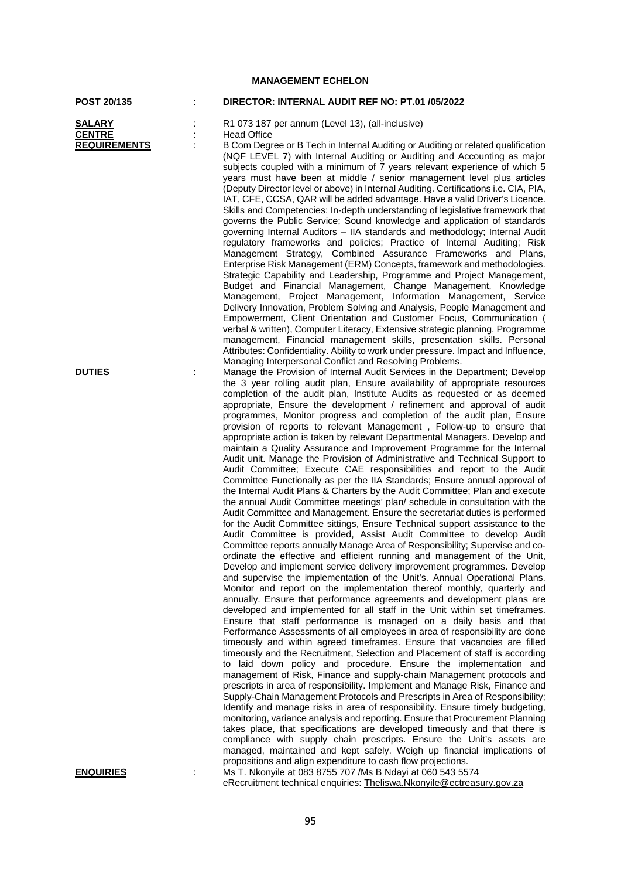## MANAGEMENT ECHELON

**POST 20/135** : **DIRECTOR: INTERNAL AUDIT REF NO: PT.01 /05/2022**

**SALARY** : R1 073 187 per annum (Level 13), (all-inclusive)

**CENTRE** : Head Office

**REQUIREMENTS** : B Com Degree or B Tech in Internal Auditing or Auditing or related qualification (NQF LEVEL 7) with Internal Auditing or Auditing and Accounting as major subjects coupled with a minimum of 7 years relevant experience of which 5 years must have been at middle / senior management level plus articles (Deputy Director level or above) in Internal Auditing. Certifications i.e. CIA, PIA, IAT, CFE, CCSA, QAR will be added advantage. Have a valid Driver's Licence. Skills and Competencies: In-depth understanding of legislative framework that governs the Public Service; Sound knowledge and application of standards governing Internal Auditors – IIA standards and methodology; Internal Audit regulatory frameworks and policies; Practice of Internal Auditing; Risk Management Strategy, Combined Assurance Frameworks and Plans, Enterprise Risk Management (ERM) Concepts, framework and methodologies. Strategic Capability and Leadership, Programme and Project Management, Budget and Financial Management, Change Management, Knowledge Management, Project Management, Information Management, Service Delivery Innovation, Problem Solving and Analysis, People Management and Empowerment, Client Orientation and Customer Focus, Communication ( verbal & written), Computer Literacy, Extensive strategic planning, Programme management, Financial management skills, presentation skills. Personal Attributes: Confidentiality. Ability to work under pressure. Impact and Influence, Managing Interpersonal Conflict and Resolving Problems.

**DUTIES** : Manage the Provision of Internal Audit Services in the Department; Develop the 3 year rolling audit plan, Ensure availability of appropriate resources completion of the audit plan, Institute Audits as requested or as deemed appropriate, Ensure the development / refinement and approval of audit programmes, Monitor progress and completion of the audit plan, Ensure provision of reports to relevant Management , Follow-up to ensure that appropriate action is taken by relevant Departmental Managers. Develop and maintain a Quality Assurance and Improvement Programme for the Internal Audit unit. Manage the Provision of Administrative and Technical Support to Audit Committee; Execute CAE responsibilities and report to the Audit Committee Functionally as per the IIA Standards; Ensure annual approval of the Internal Audit Plans & Charters by the Audit Committee; Plan and execute the annual Audit Committee meetings' plan/ schedule in consultation with the Audit Committee and Management. Ensure the secretariat duties is performed for the Audit Committee sittings, Ensure Technical support assistance to the Audit Committee is provided, Assist Audit Committee to develop Audit Committee reports annually Manage Area of Responsibility; Supervise and co-ordinate the effective and efficient running and management of the Unit, Develop and implement service delivery improvement programmes. Develop and supervise the implementation of the Unit's. Annual Operational Plans. Monitor and report on the implementation thereof monthly, quarterly and annually. Ensure that performance agreements and development plans are developed and implemented for all staff in the Unit within set timeframes. Ensure that staff performance is managed on a daily basis and that Performance Assessments of all employees in area of responsibility are done timeously and within agreed timeframes. Ensure that vacancies are filled timeously and the Recruitment, Selection and Placement of staff is according to laid down policy and procedure. Ensure the implementation and management of Risk, Finance and supply-chain Management protocols and prescripts in area of responsibility. Implement and Manage Risk, Finance and Supply-Chain Management Protocols and Prescripts in Area of Responsibility; Identify and manage risks in area of responsibility. Ensure timely budgeting, monitoring, variance analysis and reporting. Ensure that Procurement Planning takes place, that specifications are developed timeously and that there is compliance with supply chain prescripts. Ensure the Unit's assets are managed, maintained and kept safely. Weigh up financial implications of propositions and align expenditure to cash flow projections.

**ENQUIRIES** : Ms T. Nkonyile at 083 8755 707 /Ms B Ndayi at 060 543 5574
eRecruitment technical enquiries: Theliswa.Nkonyile@ectreasury.gov.za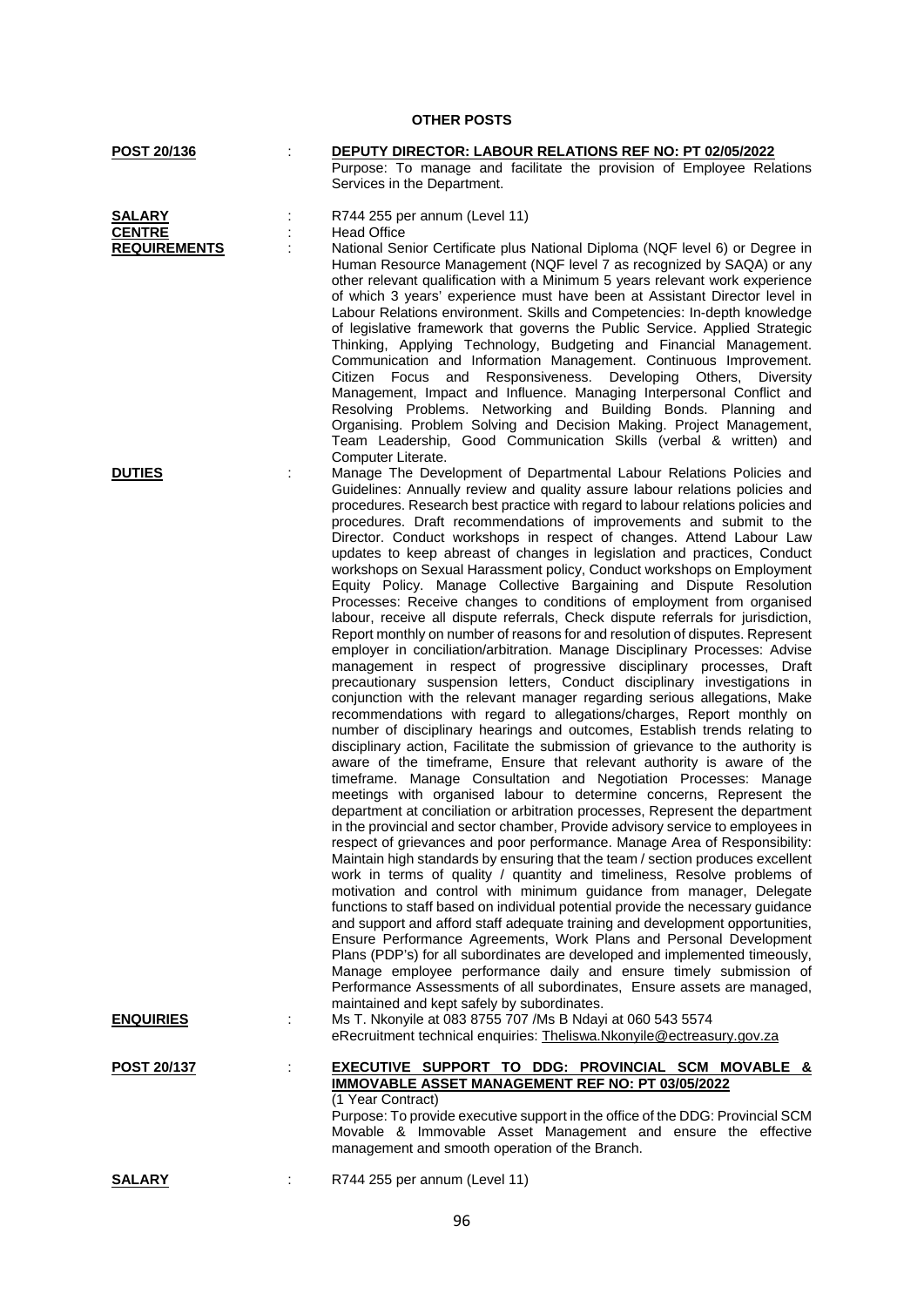**OTHER POSTS**

**POST 20/136** : **DEPUTY DIRECTOR: LABOUR RELATIONS REF NO: PT 02/05/2022**

Purpose: To manage and facilitate the provision of Employee Relations Services in the Department.

**SALARY** : R744 255 per annum (Level 11)

**CENTRE** : Head Office

**REQUIREMENTS** : National Senior Certificate plus National Diploma (NQF level 6) or Degree in Human Resource Management (NQF level 7 as recognized by SAQA) or any other relevant qualification with a Minimum 5 years relevant work experience of which 3 years' experience must have been at Assistant Director level in Labour Relations environment. Skills and Competencies: In-depth knowledge of legislative framework that governs the Public Service. Applied Strategic Thinking, Applying Technology, Budgeting and Financial Management. Communication and Information Management. Continuous Improvement. Citizen Focus and Responsiveness. Developing Others, Diversity Management, Impact and Influence. Managing Interpersonal Conflict and Resolving Problems. Networking and Building Bonds. Planning and Organising. Problem Solving and Decision Making. Project Management, Team Leadership, Good Communication Skills (verbal & written) and Computer Literate.

**DUTIES** : Manage The Development of Departmental Labour Relations Policies and Guidelines: Annually review and quality assure labour relations policies and procedures. Research best practice with regard to labour relations policies and procedures. Draft recommendations of improvements and submit to the Director. Conduct workshops in respect of changes. Attend Labour Law updates to keep abreast of changes in legislation and practices, Conduct workshops on Sexual Harassment policy, Conduct workshops on Employment Equity Policy. Manage Collective Bargaining and Dispute Resolution Processes: Receive changes to conditions of employment from organised labour, receive all dispute referrals, Check dispute referrals for jurisdiction, Report monthly on number of reasons for and resolution of disputes. Represent employer in conciliation/arbitration. Manage Disciplinary Processes: Advise management in respect of progressive disciplinary processes, Draft precautionary suspension letters, Conduct disciplinary investigations in conjunction with the relevant manager regarding serious allegations, Make recommendations with regard to allegations/charges, Report monthly on number of disciplinary hearings and outcomes, Establish trends relating to disciplinary action, Facilitate the submission of grievance to the authority is aware of the timeframe, Ensure that relevant authority is aware of the timeframe. Manage Consultation and Negotiation Processes: Manage meetings with organised labour to determine concerns, Represent the department at conciliation or arbitration processes, Represent the department in the provincial and sector chamber, Provide advisory service to employees in respect of grievances and poor performance. Manage Area of Responsibility: Maintain high standards by ensuring that the team / section produces excellent work in terms of quality / quantity and timeliness, Resolve problems of motivation and control with minimum guidance from manager, Delegate functions to staff based on individual potential provide the necessary guidance and support and afford staff adequate training and development opportunities, Ensure Performance Agreements, Work Plans and Personal Development Plans (PDP's) for all subordinates are developed and implemented timeously, Manage employee performance daily and ensure timely submission of Performance Assessments of all subordinates, Ensure assets are managed, maintained and kept safely by subordinates.

**ENQUIRIES** : Ms T. Nkonyile at 083 8755 707 /Ms B Ndayi at 060 543 5574
eRecruitment technical enquiries: Theliswa.Nkonyile@ectreasury.gov.za

**POST 20/137** : **EXECUTIVE SUPPORT TO DDG: PROVINCIAL SCM MOVABLE & IMMOVABLE ASSET MANAGEMENT REF NO: PT 03/05/2022**

(1 Year Contract)

Purpose: To provide executive support in the office of the DDG: Provincial SCM Movable & Immovable Asset Management and ensure the effective management and smooth operation of the Branch.

**SALARY** : R744 255 per annum (Level 11)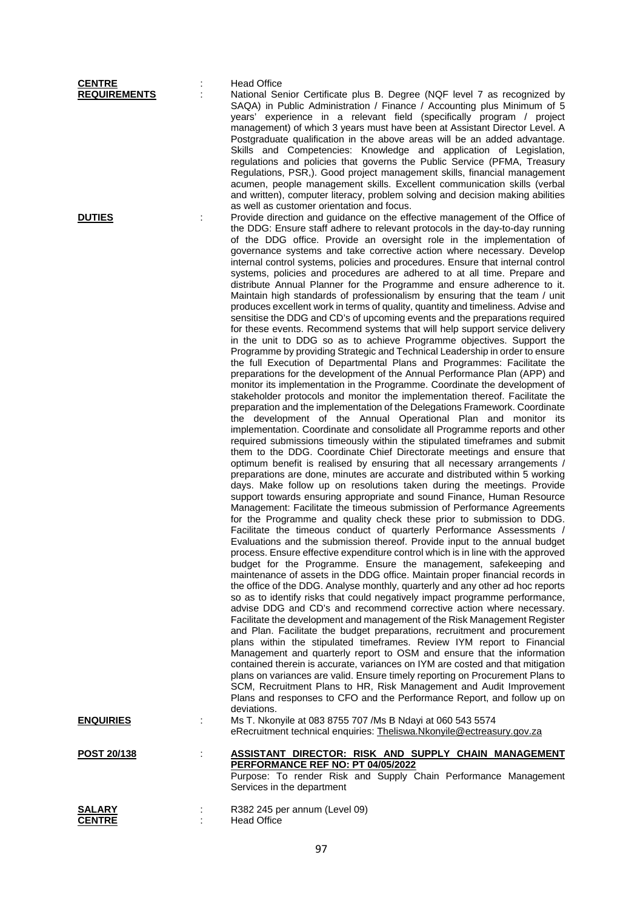**CENTRE** : Head Office

**REQUIREMENTS** : National Senior Certificate plus B. Degree (NQF level 7 as recognized by SAQA) in Public Administration / Finance / Accounting plus Minimum of 5 years' experience in a relevant field (specifically program / project management) of which 3 years must have been at Assistant Director Level. A Postgraduate qualification in the above areas will be an added advantage. Skills and Competencies: Knowledge and application of Legislation, regulations and policies that governs the Public Service (PFMA, Treasury Regulations, PSR,). Good project management skills, financial management acumen, people management skills. Excellent communication skills (verbal and written), computer literacy, problem solving and decision making abilities as well as customer orientation and focus.

**DUTIES** : Provide direction and guidance on the effective management of the Office of the DDG: Ensure staff adhere to relevant protocols in the day-to-day running of the DDG office. Provide an oversight role in the implementation of governance systems and take corrective action where necessary. Develop internal control systems, policies and procedures. Ensure that internal control systems, policies and procedures are adhered to at all time. Prepare and distribute Annual Planner for the Programme and ensure adherence to it. Maintain high standards of professionalism by ensuring that the team / unit produces excellent work in terms of quality, quantity and timeliness. Advise and sensitise the DDG and CD's of upcoming events and the preparations required for these events. Recommend systems that will help support service delivery in the unit to DDG so as to achieve Programme objectives. Support the Programme by providing Strategic and Technical Leadership in order to ensure the full Execution of Departmental Plans and Programmes: Facilitate the preparations for the development of the Annual Performance Plan (APP) and monitor its implementation in the Programme. Coordinate the development of stakeholder protocols and monitor the implementation thereof. Facilitate the preparation and the implementation of the Delegations Framework. Coordinate the development of the Annual Operational Plan and monitor its implementation. Coordinate and consolidate all Programme reports and other required submissions timeously within the stipulated timeframes and submit them to the DDG. Coordinate Chief Directorate meetings and ensure that optimum benefit is realised by ensuring that all necessary arrangements / preparations are done, minutes are accurate and distributed within 5 working days. Make follow up on resolutions taken during the meetings. Provide support towards ensuring appropriate and sound Finance, Human Resource Management: Facilitate the timeous submission of Performance Agreements for the Programme and quality check these prior to submission to DDG. Facilitate the timeous conduct of quarterly Performance Assessments / Evaluations and the submission thereof. Provide input to the annual budget process. Ensure effective expenditure control which is in line with the approved budget for the Programme. Ensure the management, safekeeping and maintenance of assets in the DDG office. Maintain proper financial records in the office of the DDG. Analyse monthly, quarterly and any other ad hoc reports so as to identify risks that could negatively impact programme performance, advise DDG and CD's and recommend corrective action where necessary. Facilitate the development and management of the Risk Management Register and Plan. Facilitate the budget preparations, recruitment and procurement plans within the stipulated timeframes. Review IYM report to Financial Management and quarterly report to OSM and ensure that the information contained therein is accurate, variances on IYM are costed and that mitigation plans on variances are valid. Ensure timely reporting on Procurement Plans to SCM, Recruitment Plans to HR, Risk Management and Audit Improvement Plans and responses to CFO and the Performance Report, and follow up on deviations.

**ENQUIRIES** : Ms T. Nkonyile at 083 8755 707 /Ms B Ndayi at 060 543 5574
eRecruitment technical enquiries: Theliswa.Nkonyile@ectreasury.gov.za

**POST 20/138** : **ASSISTANT DIRECTOR: RISK AND SUPPLY CHAIN MANAGEMENT PERFORMANCE REF NO: PT 04/05/2022**
Purpose: To render Risk and Supply Chain Performance Management Services in the department

**SALARY** : R382 245 per annum (Level 09)

**CENTRE** : Head Office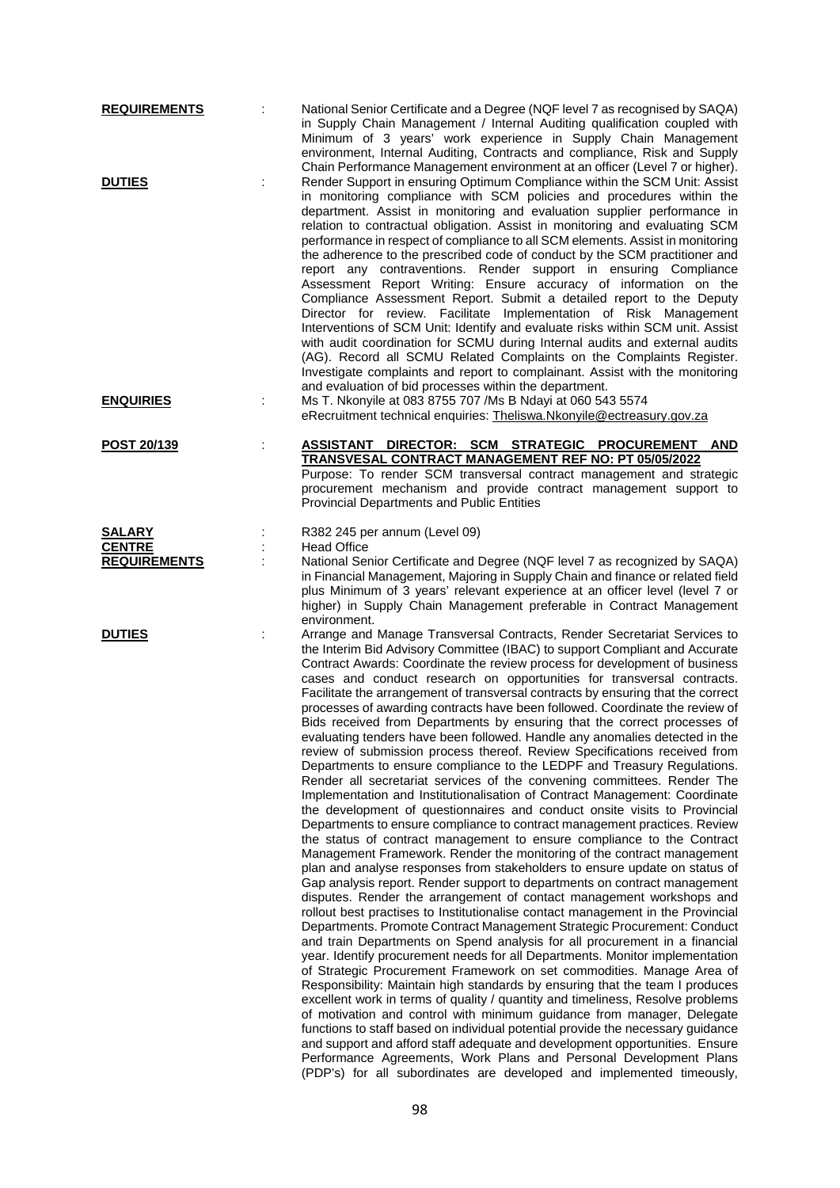**REQUIREMENTS** : National Senior Certificate and a Degree (NQF level 7 as recognised by SAQA) in Supply Chain Management / Internal Auditing qualification coupled with Minimum of 3 years' work experience in Supply Chain Management environment, Internal Auditing, Contracts and compliance, Risk and Supply Chain Performance Management environment at an officer (Level 7 or higher).

**DUTIES** : Render Support in ensuring Optimum Compliance within the SCM Unit: Assist in monitoring compliance with SCM policies and procedures within the department. Assist in monitoring and evaluation supplier performance in relation to contractual obligation. Assist in monitoring and evaluating SCM performance in respect of compliance to all SCM elements. Assist in monitoring the adherence to the prescribed code of conduct by the SCM practitioner and report any contraventions. Render support in ensuring Compliance Assessment Report Writing: Ensure accuracy of information on the Compliance Assessment Report. Submit a detailed report to the Deputy Director for review. Facilitate Implementation of Risk Management Interventions of SCM Unit: Identify and evaluate risks within SCM unit. Assist with audit coordination for SCMU during Internal audits and external audits (AG). Record all SCMU Related Complaints on the Complaints Register. Investigate complaints and report to complainant. Assist with the monitoring and evaluation of bid processes within the department.

**ENQUIRIES** : Ms T. Nkonyile at 083 8755 707 /Ms B Ndayi at 060 543 5574
eRecruitment technical enquiries: Theliswa.Nkonyile@ectreasury.gov.za

**POST 20/139** : **ASSISTANT DIRECTOR: SCM STRATEGIC PROCUREMENT AND TRANSVESAL CONTRACT MANAGEMENT REF NO: PT 05/05/2022**
Purpose: To render SCM transversal contract management and strategic procurement mechanism and provide contract management support to Provincial Departments and Public Entities

**SALARY** : R382 245 per annum (Level 09)

**CENTRE** : Head Office

**REQUIREMENTS** : National Senior Certificate and Degree (NQF level 7 as recognized by SAQA) in Financial Management, Majoring in Supply Chain and finance or related field plus Minimum of 3 years' relevant experience at an officer level (level 7 or higher) in Supply Chain Management preferable in Contract Management environment.

**DUTIES** : Arrange and Manage Transversal Contracts, Render Secretariat Services to the Interim Bid Advisory Committee (IBAC) to support Compliant and Accurate Contract Awards: Coordinate the review process for development of business cases and conduct research on opportunities for transversal contracts. Facilitate the arrangement of transversal contracts by ensuring that the correct processes of awarding contracts have been followed. Coordinate the review of Bids received from Departments by ensuring that the correct processes of evaluating tenders have been followed. Handle any anomalies detected in the review of submission process thereof. Review Specifications received from Departments to ensure compliance to the LEDPF and Treasury Regulations. Render all secretariat services of the convening committees. Render The Implementation and Institutionalisation of Contract Management: Coordinate the development of questionnaires and conduct onsite visits to Provincial Departments to ensure compliance to contract management practices. Review the status of contract management to ensure compliance to the Contract Management Framework. Render the monitoring of the contract management plan and analyse responses from stakeholders to ensure update on status of Gap analysis report. Render support to departments on contract management disputes. Render the arrangement of contact management workshops and rollout best practises to Institutionalise contact management in the Provincial Departments. Promote Contract Management Strategic Procurement: Conduct and train Departments on Spend analysis for all procurement in a financial year. Identify procurement needs for all Departments. Monitor implementation of Strategic Procurement Framework on set commodities. Manage Area of Responsibility: Maintain high standards by ensuring that the team I produces excellent work in terms of quality / quantity and timeliness, Resolve problems of motivation and control with minimum guidance from manager, Delegate functions to staff based on individual potential provide the necessary guidance and support and afford staff adequate and development opportunities. Ensure Performance Agreements, Work Plans and Personal Development Plans (PDP's) for all subordinates are developed and implemented timeously,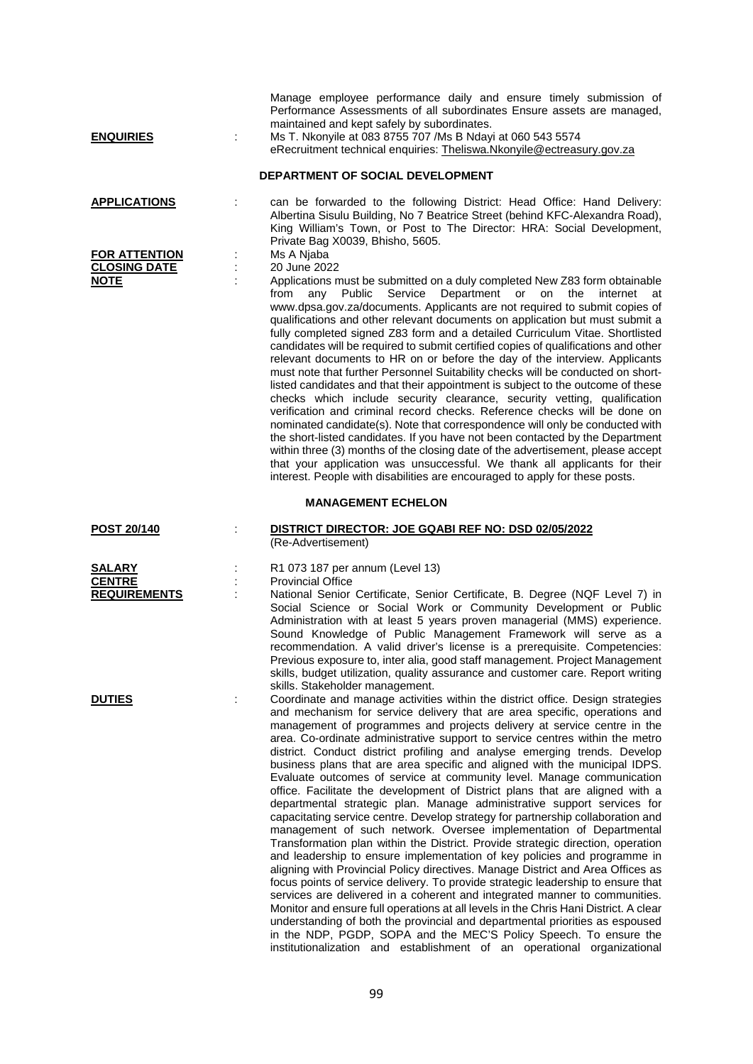Manage employee performance daily and ensure timely submission of Performance Assessments of all subordinates Ensure assets are managed, maintained and kept safely by subordinates.

**ENQUIRIES** : Ms T. Nkonyile at 083 8755 707 /Ms B Ndayi at 060 543 5574
eRecruitment technical enquiries: Theliswa.Nkonyile@ectreasury.gov.za

## DEPARTMENT OF SOCIAL DEVELOPMENT

**APPLICATIONS** : can be forwarded to the following District: Head Office: Hand Delivery: Albertina Sisulu Building, No 7 Beatrice Street (behind KFC-Alexandra Road), King William's Town, or Post to The Director: HRA: Social Development, Private Bag X0039, Bhisho, 5605.

**FOR ATTENTION** : Ms A Njaba

**CLOSING DATE** : 20 June 2022

**NOTE** : Applications must be submitted on a duly completed New Z83 form obtainable from any Public Service Department or on the internet at www.dpsa.gov.za/documents. Applicants are not required to submit copies of qualifications and other relevant documents on application but must submit a fully completed signed Z83 form and a detailed Curriculum Vitae. Shortlisted candidates will be required to submit certified copies of qualifications and other relevant documents to HR on or before the day of the interview. Applicants must note that further Personnel Suitability checks will be conducted on short-listed candidates and that their appointment is subject to the outcome of these checks which include security clearance, security vetting, qualification verification and criminal record checks. Reference checks will be done on nominated candidate(s). Note that correspondence will only be conducted with the short-listed candidates. If you have not been contacted by the Department within three (3) months of the closing date of the advertisement, please accept that your application was unsuccessful. We thank all applicants for their interest. People with disabilities are encouraged to apply for these posts.

### MANAGEMENT ECHELON

**POST 20/140** : **DISTRICT DIRECTOR: JOE GQABI REF NO: DSD 02/05/2022**
(Re-Advertisement)

**SALARY** : R1 073 187 per annum (Level 13)

**CENTRE** : Provincial Office

**REQUIREMENTS** : National Senior Certificate, Senior Certificate, B. Degree (NQF Level 7) in Social Science or Social Work or Community Development or Public Administration with at least 5 years proven managerial (MMS) experience. Sound Knowledge of Public Management Framework will serve as a recommendation. A valid driver's license is a prerequisite. Competencies: Previous exposure to, inter alia, good staff management. Project Management skills, budget utilization, quality assurance and customer care. Report writing skills. Stakeholder management.

**DUTIES** : Coordinate and manage activities within the district office. Design strategies and mechanism for service delivery that are area specific, operations and management of programmes and projects delivery at service centre in the area. Co-ordinate administrative support to service centres within the metro district. Conduct district profiling and analyse emerging trends. Develop business plans that are area specific and aligned with the municipal IDPS. Evaluate outcomes of service at community level. Manage communication office. Facilitate the development of District plans that are aligned with a departmental strategic plan. Manage administrative support services for capacitating service centre. Develop strategy for partnership collaboration and management of such network. Oversee implementation of Departmental Transformation plan within the District. Provide strategic direction, operation and leadership to ensure implementation of key policies and programme in aligning with Provincial Policy directives. Manage District and Area Offices as focus points of service delivery. To provide strategic leadership to ensure that services are delivered in a coherent and integrated manner to communities. Monitor and ensure full operations at all levels in the Chris Hani District. A clear understanding of both the provincial and departmental priorities as espoused in the NDP, PGDP, SOPA and the MEC'S Policy Speech. To ensure the institutionalization and establishment of an operational organizational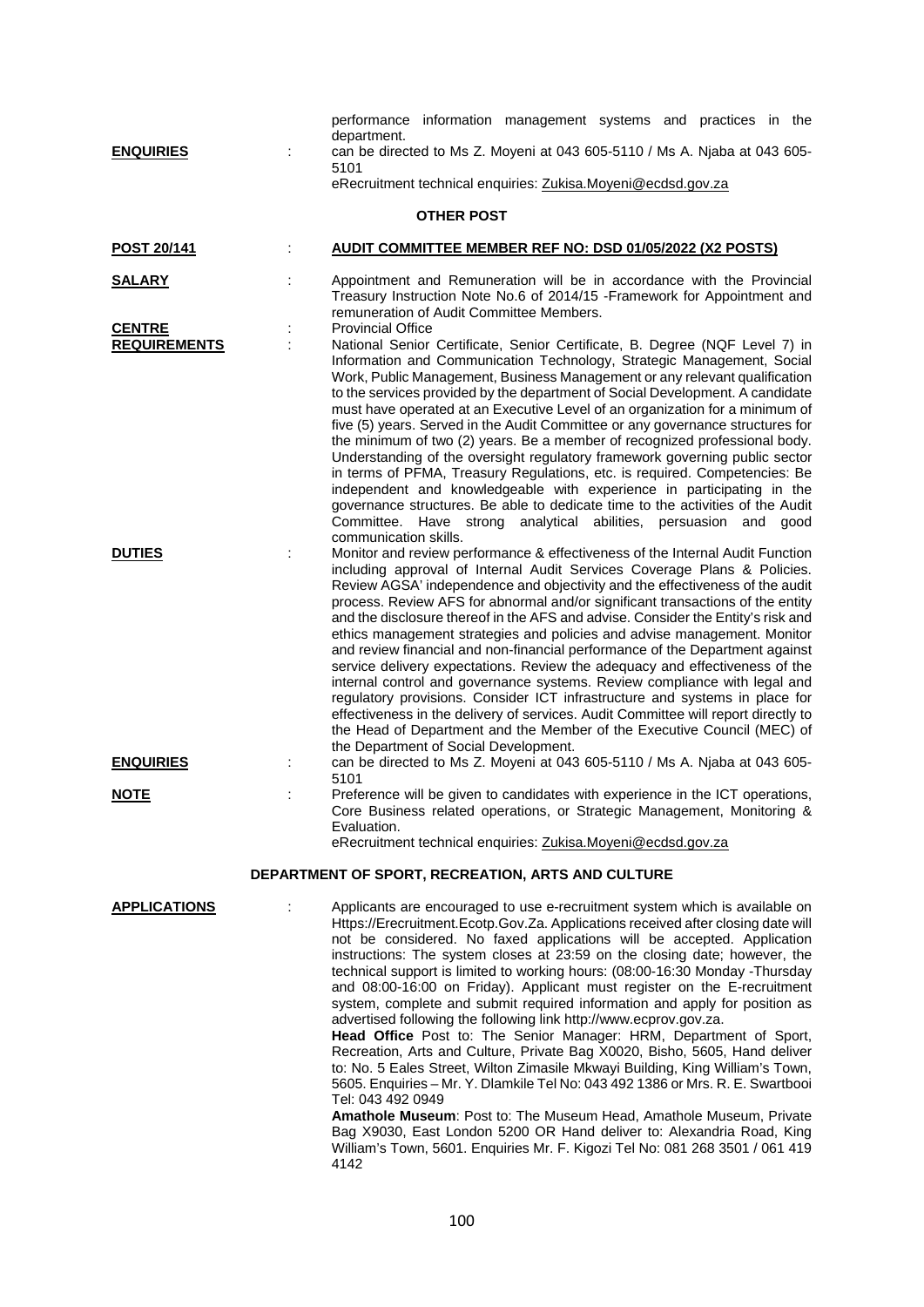performance information management systems and practices in the department.

**ENQUIRIES** : can be directed to Ms Z. Moyeni at 043 605-5110 / Ms A. Njaba at 043 605-5101
eRecruitment technical enquiries: Zukisa.Moyeni@ecdsd.gov.za

**OTHER POST**

**POST 20/141** : **AUDIT COMMITTEE MEMBER REF NO: DSD 01/05/2022 (X2 POSTS)**

**SALARY** : Appointment and Remuneration will be in accordance with the Provincial Treasury Instruction Note No.6 of 2014/15 -Framework for Appointment and remuneration of Audit Committee Members.

**CENTRE** : Provincial Office

**REQUIREMENTS** : National Senior Certificate, Senior Certificate, B. Degree (NQF Level 7) in Information and Communication Technology, Strategic Management, Social Work, Public Management, Business Management or any relevant qualification to the services provided by the department of Social Development. A candidate must have operated at an Executive Level of an organization for a minimum of five (5) years. Served in the Audit Committee or any governance structures for the minimum of two (2) years. Be a member of recognized professional body. Understanding of the oversight regulatory framework governing public sector in terms of PFMA, Treasury Regulations, etc. is required. Competencies: Be independent and knowledgeable with experience in participating in the governance structures. Be able to dedicate time to the activities of the Audit Committee. Have strong analytical abilities, persuasion and good communication skills.

**DUTIES** : Monitor and review performance & effectiveness of the Internal Audit Function including approval of Internal Audit Services Coverage Plans & Policies. Review AGSA' independence and objectivity and the effectiveness of the audit process. Review AFS for abnormal and/or significant transactions of the entity and the disclosure thereof in the AFS and advise. Consider the Entity's risk and ethics management strategies and policies and advise management. Monitor and review financial and non-financial performance of the Department against service delivery expectations. Review the adequacy and effectiveness of the internal control and governance systems. Review compliance with legal and regulatory provisions. Consider ICT infrastructure and systems in place for effectiveness in the delivery of services. Audit Committee will report directly to the Head of Department and the Member of the Executive Council (MEC) of the Department of Social Development.

**ENQUIRIES** : can be directed to Ms Z. Moyeni at 043 605-5110 / Ms A. Njaba at 043 605-5101

**NOTE** : Preference will be given to candidates with experience in the ICT operations, Core Business related operations, or Strategic Management, Monitoring & Evaluation.
eRecruitment technical enquiries: Zukisa.Moyeni@ecdsd.gov.za

**DEPARTMENT OF SPORT, RECREATION, ARTS AND CULTURE**

**APPLICATIONS** : Applicants are encouraged to use e-recruitment system which is available on Https://Erecruitment.Ecotp.Gov.Za. Applications received after closing date will not be considered. No faxed applications will be accepted. Application instructions: The system closes at 23:59 on the closing date; however, the technical support is limited to working hours: (08:00-16:30 Monday -Thursday and 08:00-16:00 on Friday). Applicant must register on the E-recruitment system, complete and submit required information and apply for position as advertised following the following link http://www.ecprov.gov.za.

**Head Office** Post to: The Senior Manager: HRM, Department of Sport, Recreation, Arts and Culture, Private Bag X0020, Bisho, 5605, Hand deliver to: No. 5 Eales Street, Wilton Zimasile Mkwayi Building, King William's Town, 5605. Enquiries – Mr. Y. Dlamkile Tel No: 043 492 1386 or Mrs. R. E. Swartbooi Tel: 043 492 0949

**Amathole Museum**: Post to: The Museum Head, Amathole Museum, Private Bag X9030, East London 5200 OR Hand deliver to: Alexandria Road, King William's Town, 5601. Enquiries Mr. F. Kigozi Tel No: 081 268 3501 / 061 419 4142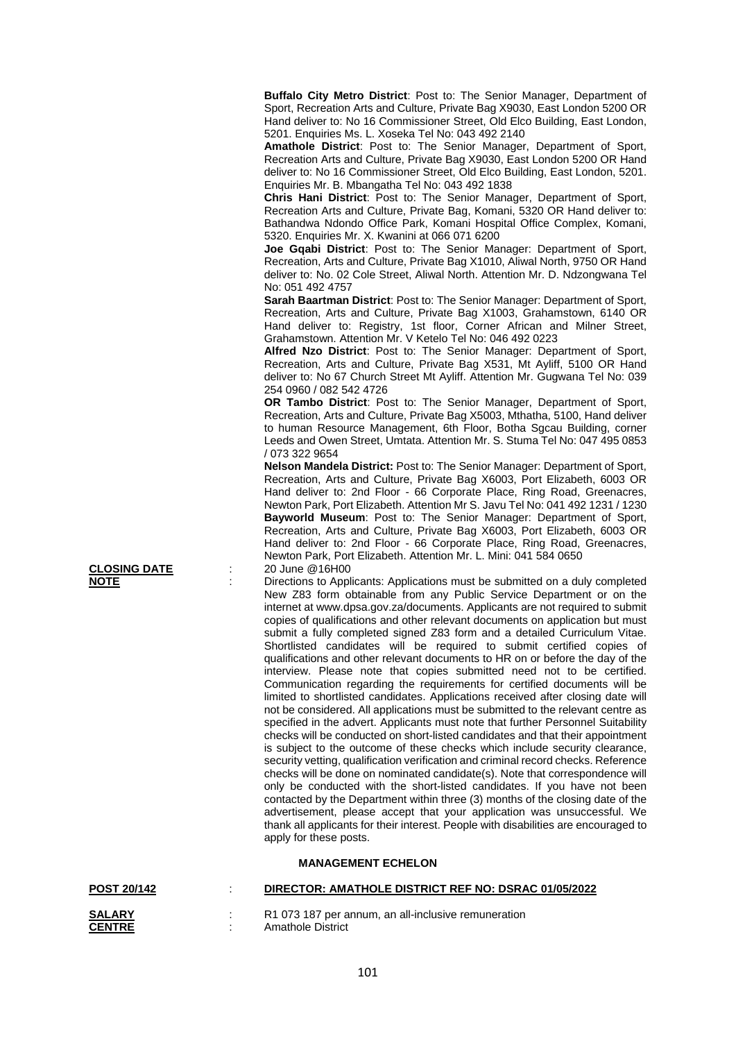**Buffalo City Metro District**: Post to: The Senior Manager, Department of Sport, Recreation Arts and Culture, Private Bag X9030, East London 5200 OR Hand deliver to: No 16 Commissioner Street, Old Elco Building, East London, 5201. Enquiries Ms. L. Xoseka Tel No: 043 492 2140

**Amathole District**: Post to: The Senior Manager, Department of Sport, Recreation Arts and Culture, Private Bag X9030, East London 5200 OR Hand deliver to: No 16 Commissioner Street, Old Elco Building, East London, 5201. Enquiries Mr. B. Mbangatha Tel No: 043 492 1838

**Chris Hani District**: Post to: The Senior Manager, Department of Sport, Recreation Arts and Culture, Private Bag, Komani, 5320 OR Hand deliver to: Bathandwa Ndondo Office Park, Komani Hospital Office Complex, Komani, 5320. Enquiries Mr. X. Kwanini at 066 071 6200

**Joe Gqabi District**: Post to: The Senior Manager: Department of Sport, Recreation, Arts and Culture, Private Bag X1010, Aliwal North, 9750 OR Hand deliver to: No. 02 Cole Street, Aliwal North. Attention Mr. D. Ndzongwana Tel No: 051 492 4757

**Sarah Baartman District**: Post to: The Senior Manager: Department of Sport, Recreation, Arts and Culture, Private Bag X1003, Grahamstown, 6140 OR Hand deliver to: Registry, 1st floor, Corner African and Milner Street, Grahamstown. Attention Mr. V Ketelo Tel No: 046 492 0223

**Alfred Nzo District**: Post to: The Senior Manager: Department of Sport, Recreation, Arts and Culture, Private Bag X531, Mt Ayliff, 5100 OR Hand deliver to: No 67 Church Street Mt Ayliff. Attention Mr. Gugwana Tel No: 039 254 0960 / 082 542 4726

**OR Tambo District**: Post to: The Senior Manager, Department of Sport, Recreation, Arts and Culture, Private Bag X5003, Mthatha, 5100, Hand deliver to human Resource Management, 6th Floor, Botha Sgcau Building, corner Leeds and Owen Street, Umtata. Attention Mr. S. Stuma Tel No: 047 495 0853 / 073 322 9654

**Nelson Mandela District:** Post to: The Senior Manager: Department of Sport, Recreation, Arts and Culture, Private Bag X6003, Port Elizabeth, 6003 OR Hand deliver to: 2nd Floor - 66 Corporate Place, Ring Road, Greenacres, Newton Park, Port Elizabeth. Attention Mr S. Javu Tel No: 041 492 1231 / 1230

**Bayworld Museum**: Post to: The Senior Manager: Department of Sport, Recreation, Arts and Culture, Private Bag X6003, Port Elizabeth, 6003 OR Hand deliver to: 2nd Floor - 66 Corporate Place, Ring Road, Greenacres, Newton Park, Port Elizabeth. Attention Mr. L. Mini: 041 584 0650

**CLOSING DATE** : 20 June @16H00

**NOTE** : Directions to Applicants: Applications must be submitted on a duly completed New Z83 form obtainable from any Public Service Department or on the internet at www.dpsa.gov.za/documents. Applicants are not required to submit copies of qualifications and other relevant documents on application but must submit a fully completed signed Z83 form and a detailed Curriculum Vitae. Shortlisted candidates will be required to submit certified copies of qualifications and other relevant documents to HR on or before the day of the interview. Please note that copies submitted need not to be certified. Communication regarding the requirements for certified documents will be limited to shortlisted candidates. Applications received after closing date will not be considered. All applications must be submitted to the relevant centre as specified in the advert. Applicants must note that further Personnel Suitability checks will be conducted on short-listed candidates and that their appointment is subject to the outcome of these checks which include security clearance, security vetting, qualification verification and criminal record checks. Reference checks will be done on nominated candidate(s). Note that correspondence will only be conducted with the short-listed candidates. If you have not been contacted by the Department within three (3) months of the closing date of the advertisement, please accept that your application was unsuccessful. We thank all applicants for their interest. People with disabilities are encouraged to apply for these posts.

## MANAGEMENT ECHELON

**POST 20/142** : **DIRECTOR: AMATHOLE DISTRICT REF NO: DSRAC 01/05/2022**

**SALARY** : R1 073 187 per annum, an all-inclusive remuneration

**CENTRE** : Amathole District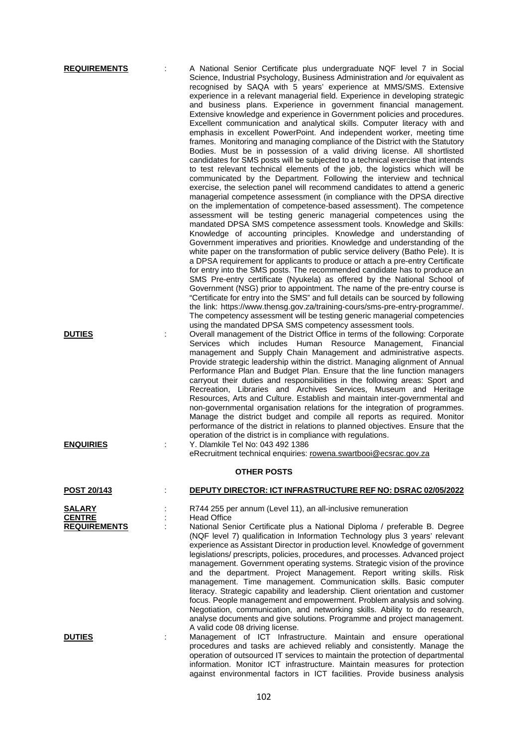**REQUIREMENTS** : A National Senior Certificate plus undergraduate NQF level 7 in Social Science, Industrial Psychology, Business Administration and /or equivalent as recognised by SAQA with 5 years' experience at MMS/SMS. Extensive experience in a relevant managerial field. Experience in developing strategic and business plans. Experience in government financial management. Extensive knowledge and experience in Government policies and procedures. Excellent communication and analytical skills. Computer literacy with and emphasis in excellent PowerPoint. And independent worker, meeting time frames. Monitoring and managing compliance of the District with the Statutory Bodies. Must be in possession of a valid driving license. All shortlisted candidates for SMS posts will be subjected to a technical exercise that intends to test relevant technical elements of the job, the logistics which will be communicated by the Department. Following the interview and technical exercise, the selection panel will recommend candidates to attend a generic managerial competence assessment (in compliance with the DPSA directive on the implementation of competence-based assessment). The competence assessment will be testing generic managerial competences using the mandated DPSA SMS competence assessment tools. Knowledge and Skills: Knowledge of accounting principles. Knowledge and understanding of Government imperatives and priorities. Knowledge and understanding of the white paper on the transformation of public service delivery (Batho Pele). It is a DPSA requirement for applicants to produce or attach a pre-entry Certificate for entry into the SMS posts. The recommended candidate has to produce an SMS Pre-entry certificate (Nyukela) as offered by the National School of Government (NSG) prior to appointment. The name of the pre-entry course is "Certificate for entry into the SMS" and full details can be sourced by following the link: https://www.thensg.gov.za/training-cours/sms-pre-entry-programme/. The competency assessment will be testing generic managerial competencies using the mandated DPSA SMS competency assessment tools.

**DUTIES** : Overall management of the District Office in terms of the following: Corporate Services which includes Human Resource Management, Financial management and Supply Chain Management and administrative aspects. Provide strategic leadership within the district. Managing alignment of Annual Performance Plan and Budget Plan. Ensure that the line function managers carryout their duties and responsibilities in the following areas: Sport and Recreation, Libraries and Archives Services, Museum and Heritage Resources, Arts and Culture. Establish and maintain inter-governmental and non-governmental organisation relations for the integration of programmes. Manage the district budget and compile all reports as required. Monitor performance of the district in relations to planned objectives. Ensure that the operation of the district is in compliance with regulations.

**ENQUIRIES** : Y. Dlamkile Tel No: 043 492 1386
eRecruitment technical enquiries: rowena.swartbooi@ecsrac.gov.za

## OTHER POSTS

**POST 20/143** : **DEPUTY DIRECTOR: ICT INFRASTRUCTURE REF NO: DSRAC 02/05/2022**

**SALARY** : R744 255 per annum (Level 11), an all-inclusive remuneration

**CENTRE** : Head Office

**REQUIREMENTS** : National Senior Certificate plus a National Diploma / preferable B. Degree (NQF level 7) qualification in Information Technology plus 3 years' relevant experience as Assistant Director in production level. Knowledge of government legislations/ prescripts, policies, procedures, and processes. Advanced project management. Government operating systems. Strategic vision of the province and the department. Project Management. Report writing skills. Risk management. Time management. Communication skills. Basic computer literacy. Strategic capability and leadership. Client orientation and customer focus. People management and empowerment. Problem analysis and solving. Negotiation, communication, and networking skills. Ability to do research, analyse documents and give solutions. Programme and project management. A valid code 08 driving license.

**DUTIES** : Management of ICT Infrastructure. Maintain and ensure operational procedures and tasks are achieved reliably and consistently. Manage the operation of outsourced IT services to maintain the protection of departmental information. Monitor ICT infrastructure. Maintain measures for protection against environmental factors in ICT facilities. Provide business analysis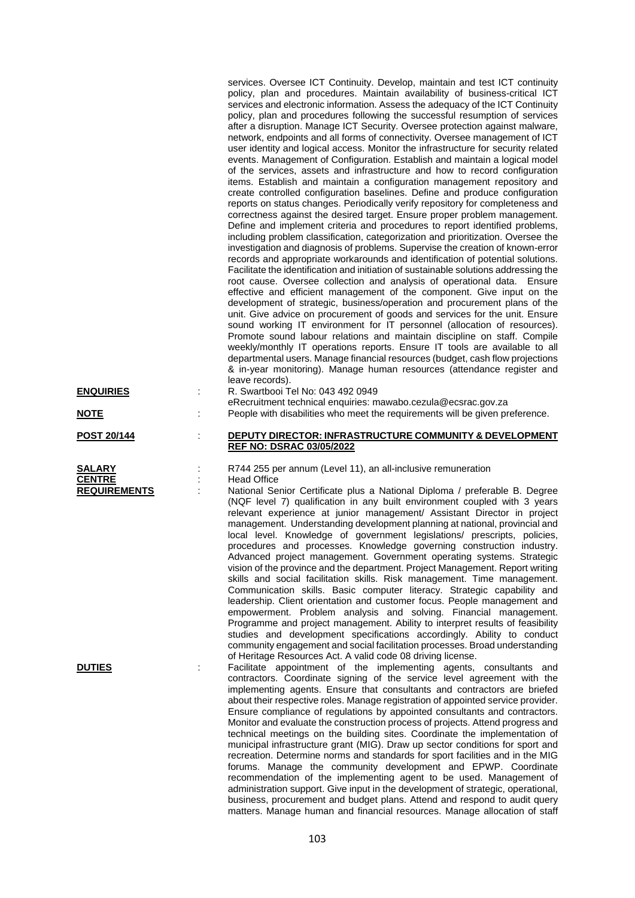services. Oversee ICT Continuity. Develop, maintain and test ICT continuity policy, plan and procedures. Maintain availability of business-critical ICT services and electronic information. Assess the adequacy of the ICT Continuity policy, plan and procedures following the successful resumption of services after a disruption. Manage ICT Security. Oversee protection against malware, network, endpoints and all forms of connectivity. Oversee management of ICT user identity and logical access. Monitor the infrastructure for security related events. Management of Configuration. Establish and maintain a logical model of the services, assets and infrastructure and how to record configuration items. Establish and maintain a configuration management repository and create controlled configuration baselines. Define and produce configuration reports on status changes. Periodically verify repository for completeness and correctness against the desired target. Ensure proper problem management. Define and implement criteria and procedures to report identified problems, including problem classification, categorization and prioritization. Oversee the investigation and diagnosis of problems. Supervise the creation of known-error records and appropriate workarounds and identification of potential solutions. Facilitate the identification and initiation of sustainable solutions addressing the root cause. Oversee collection and analysis of operational data. Ensure effective and efficient management of the component. Give input on the development of strategic, business/operation and procurement plans of the unit. Give advice on procurement of goods and services for the unit. Ensure sound working IT environment for IT personnel (allocation of resources). Promote sound labour relations and maintain discipline on staff. Compile weekly/monthly IT operations reports. Ensure IT tools are available to all departmental users. Manage financial resources (budget, cash flow projections & in-year monitoring). Manage human resources (attendance register and leave records).

**ENQUIRIES** : R. Swartbooi Tel No: 043 492 0949
eRecruitment technical enquiries: mawabo.cezula@ecsrac.gov.za

**NOTE** : People with disabilities who meet the requirements will be given preference.

**POST 20/144** : **DEPUTY DIRECTOR: INFRASTRUCTURE COMMUNITY & DEVELOPMENT REF NO: DSRAC 03/05/2022**

**SALARY** : R744 255 per annum (Level 11), an all-inclusive remuneration

**CENTRE** : Head Office

**REQUIREMENTS** : National Senior Certificate plus a National Diploma / preferable B. Degree (NQF level 7) qualification in any built environment coupled with 3 years relevant experience at junior management/ Assistant Director in project management. Understanding development planning at national, provincial and local level. Knowledge of government legislations/ prescripts, policies, procedures and processes. Knowledge governing construction industry. Advanced project management. Government operating systems. Strategic vision of the province and the department. Project Management. Report writing skills and social facilitation skills. Risk management. Time management. Communication skills. Basic computer literacy. Strategic capability and leadership. Client orientation and customer focus. People management and empowerment. Problem analysis and solving. Financial management. Programme and project management. Ability to interpret results of feasibility studies and development specifications accordingly. Ability to conduct community engagement and social facilitation processes. Broad understanding of Heritage Resources Act. A valid code 08 driving license.

**DUTIES** : Facilitate appointment of the implementing agents, consultants and contractors. Coordinate signing of the service level agreement with the implementing agents. Ensure that consultants and contractors are briefed about their respective roles. Manage registration of appointed service provider. Ensure compliance of regulations by appointed consultants and contractors. Monitor and evaluate the construction process of projects. Attend progress and technical meetings on the building sites. Coordinate the implementation of municipal infrastructure grant (MIG). Draw up sector conditions for sport and recreation. Determine norms and standards for sport facilities and in the MIG forums. Manage the community development and EPWP. Coordinate recommendation of the implementing agent to be used. Management of administration support. Give input in the development of strategic, operational, business, procurement and budget plans. Attend and respond to audit query matters. Manage human and financial resources. Manage allocation of staff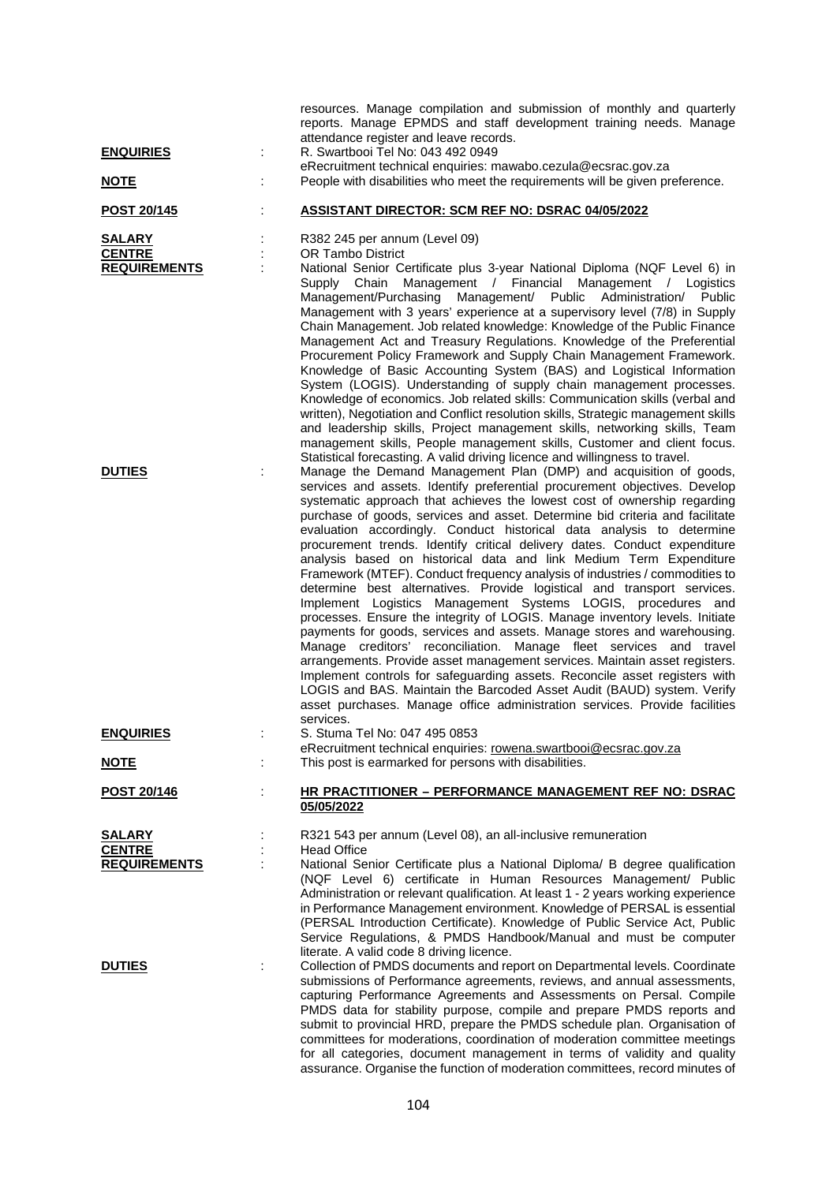resources. Manage compilation and submission of monthly and quarterly reports. Manage EPMDS and staff development training needs. Manage attendance register and leave records.

**ENQUIRIES** : R. Swartbooi Tel No: 043 492 0949
eRecruitment technical enquiries: mawabo.cezula@ecsrac.gov.za

**NOTE** : People with disabilities who meet the requirements will be given preference.

**POST 20/145** : **ASSISTANT DIRECTOR: SCM REF NO: DSRAC 04/05/2022**

**SALARY** : R382 245 per annum (Level 09)

**CENTRE** : OR Tambo District

**REQUIREMENTS** : National Senior Certificate plus 3-year National Diploma (NQF Level 6) in Supply Chain Management / Financial Management / Logistics Management/Purchasing Management/ Public Administration/ Public Management with 3 years' experience at a supervisory level (7/8) in Supply Chain Management. Job related knowledge: Knowledge of the Public Finance Management Act and Treasury Regulations. Knowledge of the Preferential Procurement Policy Framework and Supply Chain Management Framework. Knowledge of Basic Accounting System (BAS) and Logistical Information System (LOGIS). Understanding of supply chain management processes. Knowledge of economics. Job related skills: Communication skills (verbal and written), Negotiation and Conflict resolution skills, Strategic management skills and leadership skills, Project management skills, networking skills, Team management skills, People management skills, Customer and client focus. Statistical forecasting. A valid driving licence and willingness to travel.

**DUTIES** : Manage the Demand Management Plan (DMP) and acquisition of goods, services and assets. Identify preferential procurement objectives. Develop systematic approach that achieves the lowest cost of ownership regarding purchase of goods, services and asset. Determine bid criteria and facilitate evaluation accordingly. Conduct historical data analysis to determine procurement trends. Identify critical delivery dates. Conduct expenditure analysis based on historical data and link Medium Term Expenditure Framework (MTEF). Conduct frequency analysis of industries / commodities to determine best alternatives. Provide logistical and transport services. Implement Logistics Management Systems LOGIS, procedures and processes. Ensure the integrity of LOGIS. Manage inventory levels. Initiate payments for goods, services and assets. Manage stores and warehousing. Manage creditors' reconciliation. Manage fleet services and travel arrangements. Provide asset management services. Maintain asset registers. Implement controls for safeguarding assets. Reconcile asset registers with LOGIS and BAS. Maintain the Barcoded Asset Audit (BAUD) system. Verify asset purchases. Manage office administration services. Provide facilities services.

**ENQUIRIES** : S. Stuma Tel No: 047 495 0853
eRecruitment technical enquiries: rowena.swartbooi@ecsrac.gov.za

**NOTE** : This post is earmarked for persons with disabilities.

**POST 20/146** : **HR PRACTITIONER – PERFORMANCE MANAGEMENT REF NO: DSRAC 05/05/2022**

**SALARY** : R321 543 per annum (Level 08), an all-inclusive remuneration

**CENTRE** : Head Office

**REQUIREMENTS** : National Senior Certificate plus a National Diploma/ B degree qualification (NQF Level 6) certificate in Human Resources Management/ Public Administration or relevant qualification. At least 1 - 2 years working experience in Performance Management environment. Knowledge of PERSAL is essential (PERSAL Introduction Certificate). Knowledge of Public Service Act, Public Service Regulations, & PMDS Handbook/Manual and must be computer literate. A valid code 8 driving licence.

**DUTIES** : Collection of PMDS documents and report on Departmental levels. Coordinate submissions of Performance agreements, reviews, and annual assessments, capturing Performance Agreements and Assessments on Persal. Compile PMDS data for stability purpose, compile and prepare PMDS reports and submit to provincial HRD, prepare the PMDS schedule plan. Organisation of committees for moderations, coordination of moderation committee meetings for all categories, document management in terms of validity and quality assurance. Organise the function of moderation committees, record minutes of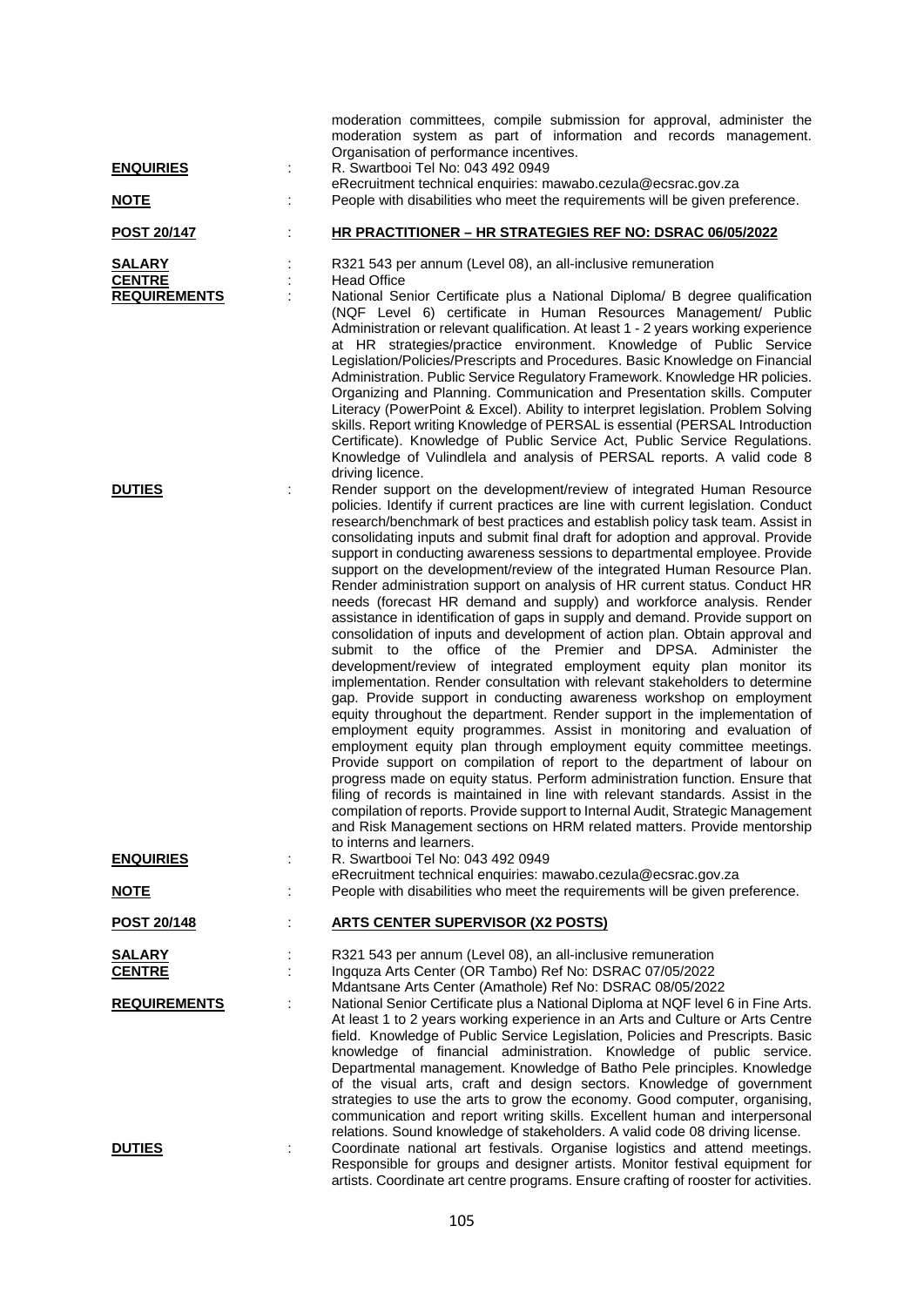moderation committees, compile submission for approval, administer the moderation system as part of information and records management. Organisation of performance incentives.

**ENQUIRIES** : R. Swartbooi Tel No: 043 492 0949
eRecruitment technical enquiries: mawabo.cezula@ecsrac.gov.za

**NOTE** : People with disabilities who meet the requirements will be given preference.

**POST 20/147** : **HR PRACTITIONER – HR STRATEGIES REF NO: DSRAC 06/05/2022**

**SALARY** : R321 543 per annum (Level 08), an all-inclusive remuneration

**CENTRE** : Head Office

**REQUIREMENTS** : National Senior Certificate plus a National Diploma/ B degree qualification (NQF Level 6) certificate in Human Resources Management/ Public Administration or relevant qualification. At least 1 - 2 years working experience at HR strategies/practice environment. Knowledge of Public Service Legislation/Policies/Prescripts and Procedures. Basic Knowledge on Financial Administration. Public Service Regulatory Framework. Knowledge HR policies. Organizing and Planning. Communication and Presentation skills. Computer Literacy (PowerPoint & Excel). Ability to interpret legislation. Problem Solving skills. Report writing Knowledge of PERSAL is essential (PERSAL Introduction Certificate). Knowledge of Public Service Act, Public Service Regulations. Knowledge of Vulindlela and analysis of PERSAL reports. A valid code 8 driving licence.

**DUTIES** : Render support on the development/review of integrated Human Resource policies. Identify if current practices are line with current legislation. Conduct research/benchmark of best practices and establish policy task team. Assist in consolidating inputs and submit final draft for adoption and approval. Provide support in conducting awareness sessions to departmental employee. Provide support on the development/review of the integrated Human Resource Plan. Render administration support on analysis of HR current status. Conduct HR needs (forecast HR demand and supply) and workforce analysis. Render assistance in identification of gaps in supply and demand. Provide support on consolidation of inputs and development of action plan. Obtain approval and submit to the office of the Premier and DPSA. Administer the development/review of integrated employment equity plan monitor its implementation. Render consultation with relevant stakeholders to determine gap. Provide support in conducting awareness workshop on employment equity throughout the department. Render support in the implementation of employment equity programmes. Assist in monitoring and evaluation of employment equity plan through employment equity committee meetings. Provide support on compilation of report to the department of labour on progress made on equity status. Perform administration function. Ensure that filing of records is maintained in line with relevant standards. Assist in the compilation of reports. Provide support to Internal Audit, Strategic Management and Risk Management sections on HRM related matters. Provide mentorship to interns and learners.

**ENQUIRIES** : R. Swartbooi Tel No: 043 492 0949
eRecruitment technical enquiries: mawabo.cezula@ecsrac.gov.za

**NOTE** : People with disabilities who meet the requirements will be given preference.

**POST 20/148** : **ARTS CENTER SUPERVISOR (X2 POSTS)**

**SALARY** : R321 543 per annum (Level 08), an all-inclusive remuneration

**CENTRE** : Ingquza Arts Center (OR Tambo) Ref No: DSRAC 07/05/2022
Mdantsane Arts Center (Amathole) Ref No: DSRAC 08/05/2022

**REQUIREMENTS** : National Senior Certificate plus a National Diploma at NQF level 6 in Fine Arts. At least 1 to 2 years working experience in an Arts and Culture or Arts Centre field. Knowledge of Public Service Legislation, Policies and Prescripts. Basic knowledge of financial administration. Knowledge of public service. Departmental management. Knowledge of Batho Pele principles. Knowledge of the visual arts, craft and design sectors. Knowledge of government strategies to use the arts to grow the economy. Good computer, organising, communication and report writing skills. Excellent human and interpersonal relations. Sound knowledge of stakeholders. A valid code 08 driving license.

**DUTIES** : Coordinate national art festivals. Organise logistics and attend meetings. Responsible for groups and designer artists. Monitor festival equipment for artists. Coordinate art centre programs. Ensure crafting of rooster for activities.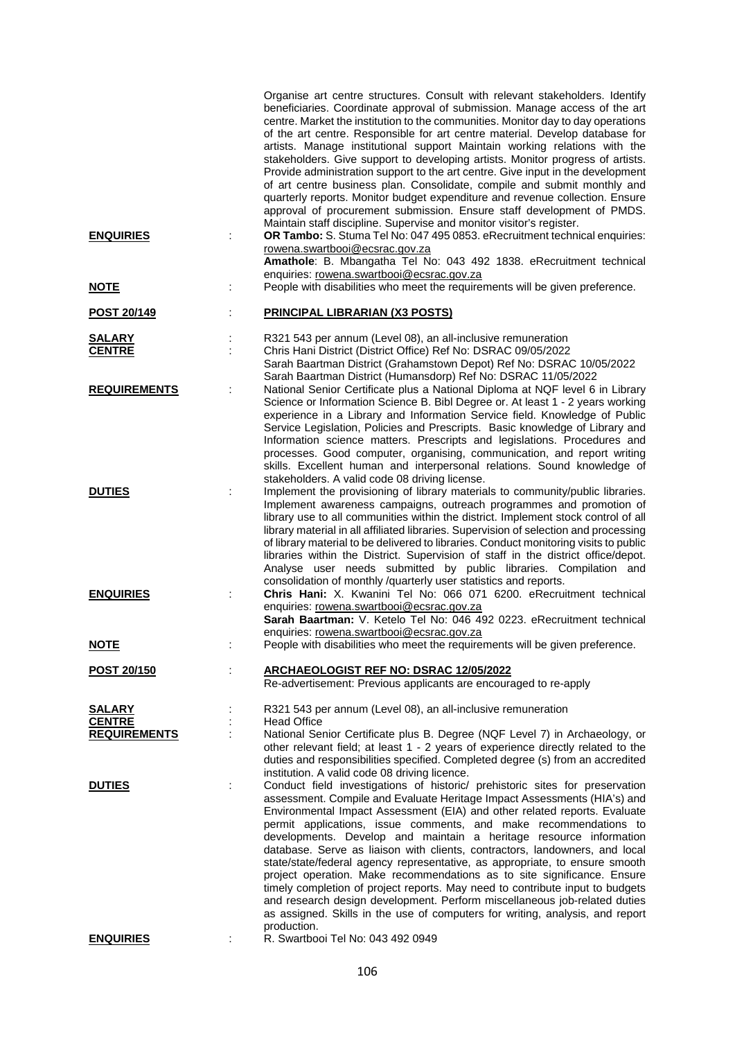Organise art centre structures. Consult with relevant stakeholders. Identify beneficiaries. Coordinate approval of submission. Manage access of the art centre. Market the institution to the communities. Monitor day to day operations of the art centre. Responsible for art centre material. Develop database for artists. Manage institutional support Maintain working relations with the stakeholders. Give support to developing artists. Monitor progress of artists. Provide administration support to the art centre. Give input in the development of art centre business plan. Consolidate, compile and submit monthly and quarterly reports. Monitor budget expenditure and revenue collection. Ensure approval of procurement submission. Ensure staff development of PMDS. Maintain staff discipline. Supervise and monitor visitor's register.

**ENQUIRIES** : **OR Tambo:** S. Stuma Tel No: 047 495 0853. eRecruitment technical enquiries: rowena.swartbooi@ecsrac.gov.za
**Amathole**: B. Mbangatha Tel No: 043 492 1838. eRecruitment technical enquiries: rowena.swartbooi@ecsrac.gov.za

**NOTE** : People with disabilities who meet the requirements will be given preference.

**POST 20/149** : **PRINCIPAL LIBRARIAN (X3 POSTS)**

**SALARY** : R321 543 per annum (Level 08), an all-inclusive remuneration

**CENTRE** : Chris Hani District (District Office) Ref No: DSRAC 09/05/2022
Sarah Baartman District (Grahamstown Depot) Ref No: DSRAC 10/05/2022
Sarah Baartman District (Humansdorp) Ref No: DSRAC 11/05/2022

**REQUIREMENTS** : National Senior Certificate plus a National Diploma at NQF level 6 in Library Science or Information Science B. Bibl Degree or. At least 1 - 2 years working experience in a Library and Information Service field. Knowledge of Public Service Legislation, Policies and Prescripts. Basic knowledge of Library and Information science matters. Prescripts and legislations. Procedures and processes. Good computer, organising, communication, and report writing skills. Excellent human and interpersonal relations. Sound knowledge of stakeholders. A valid code 08 driving license.

**DUTIES** : Implement the provisioning of library materials to community/public libraries. Implement awareness campaigns, outreach programmes and promotion of library use to all communities within the district. Implement stock control of all library material in all affiliated libraries. Supervision of selection and processing of library material to be delivered to libraries. Conduct monitoring visits to public libraries within the District. Supervision of staff in the district office/depot. Analyse user needs submitted by public libraries. Compilation and consolidation of monthly /quarterly user statistics and reports.

**ENQUIRIES** : **Chris Hani:** X. Kwanini Tel No: 066 071 6200. eRecruitment technical enquiries: rowena.swartbooi@ecsrac.gov.za
**Sarah Baartman:** V. Ketelo Tel No: 046 492 0223. eRecruitment technical enquiries: rowena.swartbooi@ecsrac.gov.za

**NOTE** : People with disabilities who meet the requirements will be given preference.

**POST 20/150** : **ARCHAEOLOGIST REF NO: DSRAC 12/05/2022**
Re-advertisement: Previous applicants are encouraged to re-apply

**SALARY** : R321 543 per annum (Level 08), an all-inclusive remuneration

**CENTRE** : Head Office

**REQUIREMENTS** : National Senior Certificate plus B. Degree (NQF Level 7) in Archaeology, or other relevant field; at least 1 - 2 years of experience directly related to the duties and responsibilities specified. Completed degree (s) from an accredited institution. A valid code 08 driving licence.

**DUTIES** : Conduct field investigations of historic/ prehistoric sites for preservation assessment. Compile and Evaluate Heritage Impact Assessments (HIA's) and Environmental Impact Assessment (EIA) and other related reports. Evaluate permit applications, issue comments, and make recommendations to developments. Develop and maintain a heritage resource information database. Serve as liaison with clients, contractors, landowners, and local state/state/federal agency representative, as appropriate, to ensure smooth project operation. Make recommendations as to site significance. Ensure timely completion of project reports. May need to contribute input to budgets and research design development. Perform miscellaneous job-related duties as assigned. Skills in the use of computers for writing, analysis, and report production.

**ENQUIRIES** : R. Swartbooi Tel No: 043 492 0949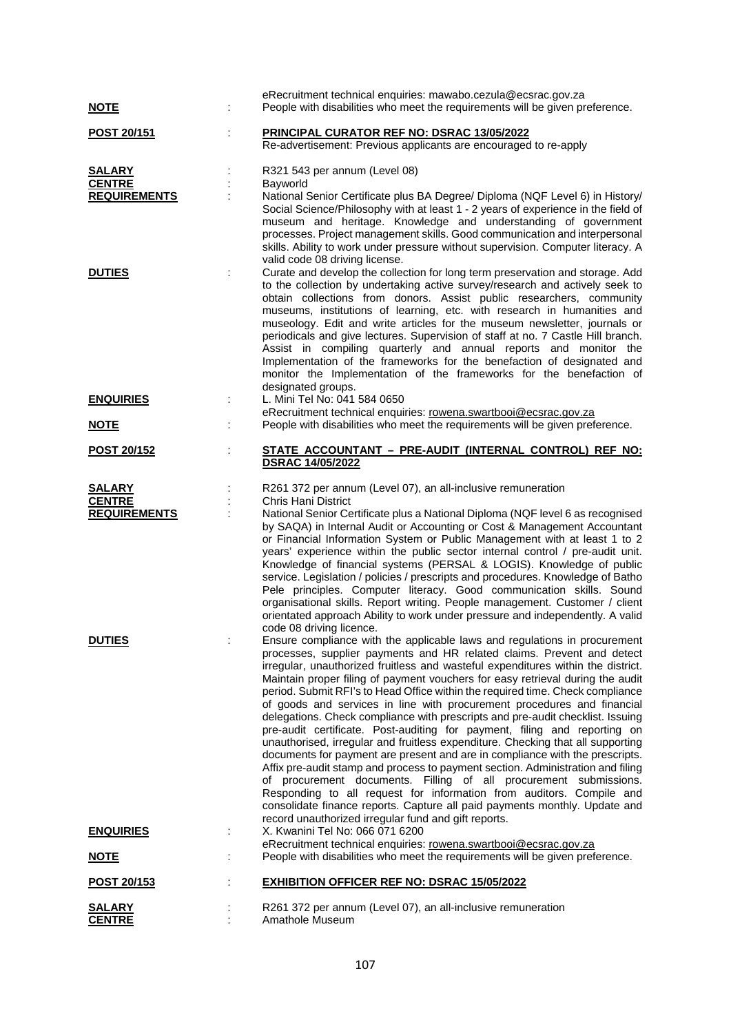eRecruitment technical enquiries: mawabo.cezula@ecsrac.gov.za

**NOTE** : People with disabilities who meet the requirements will be given preference.

**POST 20/151** : **PRINCIPAL CURATOR REF NO: DSRAC 13/05/2022**
Re-advertisement: Previous applicants are encouraged to re-apply

**SALARY** : R321 543 per annum (Level 08)

**CENTRE** : Bayworld

**REQUIREMENTS** : National Senior Certificate plus BA Degree/ Diploma (NQF Level 6) in History/ Social Science/Philosophy with at least 1 - 2 years of experience in the field of museum and heritage. Knowledge and understanding of government processes. Project management skills. Good communication and interpersonal skills. Ability to work under pressure without supervision. Computer literacy. A valid code 08 driving license.

**DUTIES** : Curate and develop the collection for long term preservation and storage. Add to the collection by undertaking active survey/research and actively seek to obtain collections from donors. Assist public researchers, community museums, institutions of learning, etc. with research in humanities and museology. Edit and write articles for the museum newsletter, journals or periodicals and give lectures. Supervision of staff at no. 7 Castle Hill branch. Assist in compiling quarterly and annual reports and monitor the Implementation of the frameworks for the benefaction of designated and monitor the Implementation of the frameworks for the benefaction of designated groups.

**ENQUIRIES** : L. Mini Tel No: 041 584 0650
eRecruitment technical enquiries: rowena.swartbooi@ecsrac.gov.za

**NOTE** : People with disabilities who meet the requirements will be given preference.

**POST 20/152** : **STATE ACCOUNTANT – PRE-AUDIT (INTERNAL CONTROL) REF NO: DSRAC 14/05/2022**

**SALARY** : R261 372 per annum (Level 07), an all-inclusive remuneration

**CENTRE** : Chris Hani District

**REQUIREMENTS** : National Senior Certificate plus a National Diploma (NQF level 6 as recognised by SAQA) in Internal Audit or Accounting or Cost & Management Accountant or Financial Information System or Public Management with at least 1 to 2 years' experience within the public sector internal control / pre-audit unit. Knowledge of financial systems (PERSAL & LOGIS). Knowledge of public service. Legislation / policies / prescripts and procedures. Knowledge of Batho Pele principles. Computer literacy. Good communication skills. Sound organisational skills. Report writing. People management. Customer / client orientated approach Ability to work under pressure and independently. A valid code 08 driving licence.

**DUTIES** : Ensure compliance with the applicable laws and regulations in procurement processes, supplier payments and HR related claims. Prevent and detect irregular, unauthorized fruitless and wasteful expenditures within the district. Maintain proper filing of payment vouchers for easy retrieval during the audit period. Submit RFI's to Head Office within the required time. Check compliance of goods and services in line with procurement procedures and financial delegations. Check compliance with prescripts and pre-audit checklist. Issuing pre-audit certificate. Post-auditing for payment, filing and reporting on unauthorised, irregular and fruitless expenditure. Checking that all supporting documents for payment are present and are in compliance with the prescripts. Affix pre-audit stamp and process to payment section. Administration and filing of procurement documents. Filling of all procurement submissions. Responding to all request for information from auditors. Compile and consolidate finance reports. Capture all paid payments monthly. Update and record unauthorized irregular fund and gift reports.

**ENQUIRIES** : X. Kwanini Tel No: 066 071 6200
eRecruitment technical enquiries: rowena.swartbooi@ecsrac.gov.za

**NOTE** : People with disabilities who meet the requirements will be given preference.

**POST 20/153** : **EXHIBITION OFFICER REF NO: DSRAC 15/05/2022**

**SALARY** : R261 372 per annum (Level 07), an all-inclusive remuneration

**CENTRE** : Amathole Museum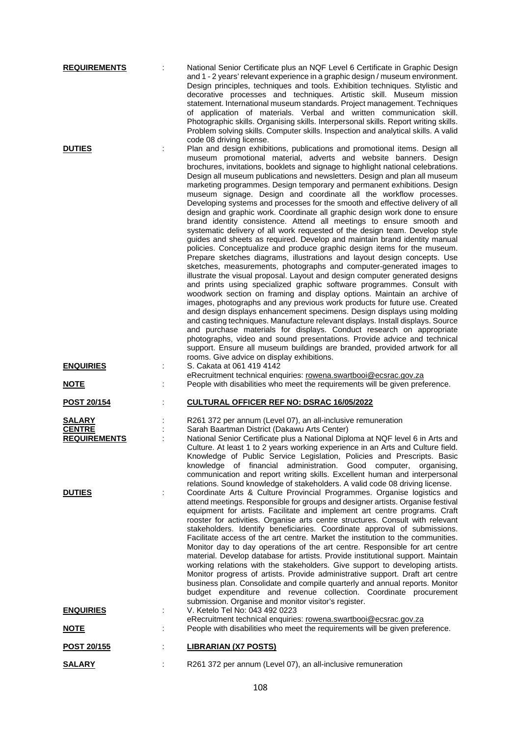**REQUIREMENTS** : National Senior Certificate plus an NQF Level 6 Certificate in Graphic Design and 1 - 2 years' relevant experience in a graphic design / museum environment. Design principles, techniques and tools. Exhibition techniques. Stylistic and decorative processes and techniques. Artistic skill. Museum mission statement. International museum standards. Project management. Techniques of application of materials. Verbal and written communication skill. Photographic skills. Organising skills. Interpersonal skills. Report writing skills. Problem solving skills. Computer skills. Inspection and analytical skills. A valid code 08 driving license.

**DUTIES** : Plan and design exhibitions, publications and promotional items. Design all museum promotional material, adverts and website banners. Design brochures, invitations, booklets and signage to highlight national celebrations. Design all museum publications and newsletters. Design and plan all museum marketing programmes. Design temporary and permanent exhibitions. Design museum signage. Design and coordinate all the workflow processes. Developing systems and processes for the smooth and effective delivery of all design and graphic work. Coordinate all graphic design work done to ensure brand identity consistence. Attend all meetings to ensure smooth and systematic delivery of all work requested of the design team. Develop style guides and sheets as required. Develop and maintain brand identity manual policies. Conceptualize and produce graphic design items for the museum. Prepare sketches diagrams, illustrations and layout design concepts. Use sketches, measurements, photographs and computer-generated images to illustrate the visual proposal. Layout and design computer generated designs and prints using specialized graphic software programmes. Consult with woodwork section on framing and display options. Maintain an archive of images, photographs and any previous work products for future use. Created and design displays enhancement specimens. Design displays using molding and casting techniques. Manufacture relevant displays. Install displays. Source and purchase materials for displays. Conduct research on appropriate photographs, video and sound presentations. Provide advice and technical support. Ensure all museum buildings are branded, provided artwork for all rooms. Give advice on display exhibitions.

**ENQUIRIES** : S. Cakata at 061 419 4142
eRecruitment technical enquiries: rowena.swartbooi@ecsrac.gov.za

**NOTE** : People with disabilities who meet the requirements will be given preference.

**POST 20/154** : **CULTURAL OFFICER REF NO: DSRAC 16/05/2022**

**SALARY** : R261 372 per annum (Level 07), an all-inclusive remuneration

**CENTRE** : Sarah Baartman District (Dakawu Arts Center)

**REQUIREMENTS** : National Senior Certificate plus a National Diploma at NQF level 6 in Arts and Culture. At least 1 to 2 years working experience in an Arts and Culture field. Knowledge of Public Service Legislation, Policies and Prescripts. Basic knowledge of financial administration. Good computer, organising, communication and report writing skills. Excellent human and interpersonal relations. Sound knowledge of stakeholders. A valid code 08 driving license.

**DUTIES** : Coordinate Arts & Culture Provincial Programmes. Organise logistics and attend meetings. Responsible for groups and designer artists. Organise festival equipment for artists. Facilitate and implement art centre programs. Craft rooster for activities. Organise arts centre structures. Consult with relevant stakeholders. Identify beneficiaries. Coordinate approval of submissions. Facilitate access of the art centre. Market the institution to the communities. Monitor day to day operations of the art centre. Responsible for art centre material. Develop database for artists. Provide institutional support. Maintain working relations with the stakeholders. Give support to developing artists. Monitor progress of artists. Provide administrative support. Draft art centre business plan. Consolidate and compile quarterly and annual reports. Monitor budget expenditure and revenue collection. Coordinate procurement submission. Organise and monitor visitor's register.

**ENQUIRIES** : V. Ketelo Tel No: 043 492 0223
eRecruitment technical enquiries: rowena.swartbooi@ecsrac.gov.za

**NOTE** : People with disabilities who meet the requirements will be given preference.

**POST 20/155** : **LIBRARIAN (X7 POSTS)**

**SALARY** : R261 372 per annum (Level 07), an all-inclusive remuneration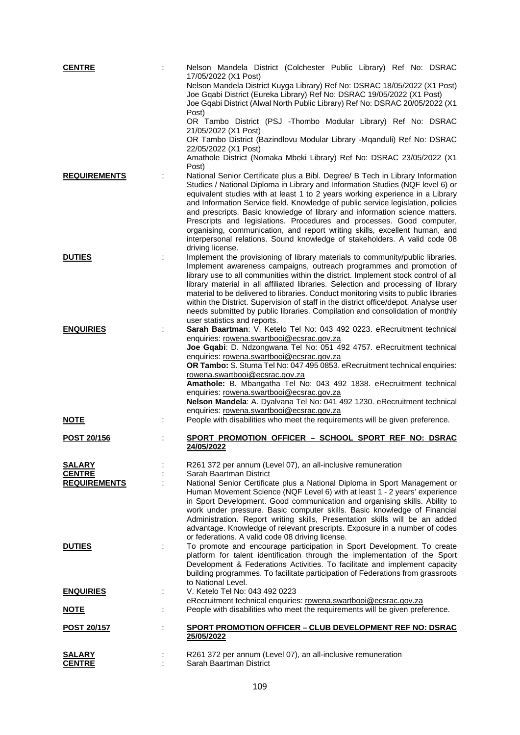**CENTRE** : Nelson Mandela District (Colchester Public Library) Ref No: DSRAC 17/05/2022 (X1 Post)
Nelson Mandela District Kuyga Library) Ref No: DSRAC 18/05/2022 (X1 Post)
Joe Gqabi District (Eureka Library) Ref No: DSRAC 19/05/2022 (X1 Post)
Joe Gqabi District (Alwal North Public Library) Ref No: DSRAC 20/05/2022 (X1 Post)
OR Tambo District (PSJ -Thombo Modular Library) Ref No: DSRAC 21/05/2022 (X1 Post)
OR Tambo District (Bazindlovu Modular Library -Mqanduli) Ref No: DSRAC 22/05/2022 (X1 Post)
Amathole District (Nomaka Mbeki Library) Ref No: DSRAC 23/05/2022 (X1 Post)

**REQUIREMENTS** : National Senior Certificate plus a Bibl. Degree/ B Tech in Library Information Studies / National Diploma in Library and Information Studies (NQF level 6) or equivalent studies with at least 1 to 2 years working experience in a Library and Information Service field. Knowledge of public service legislation, policies and prescripts. Basic knowledge of library and information science matters. Prescripts and legislations. Procedures and processes. Good computer, organising, communication, and report writing skills, excellent human, and interpersonal relations. Sound knowledge of stakeholders. A valid code 08 driving license.

**DUTIES** : Implement the provisioning of library materials to community/public libraries. Implement awareness campaigns, outreach programmes and promotion of library use to all communities within the district. Implement stock control of all library material in all affiliated libraries. Selection and processing of library material to be delivered to libraries. Conduct monitoring visits to public libraries within the District. Supervision of staff in the district office/depot. Analyse user needs submitted by public libraries. Compilation and consolidation of monthly user statistics and reports.

**ENQUIRIES** : **Sarah Baartman**: V. Ketelo Tel No: 043 492 0223. eRecruitment technical enquiries: rowena.swartbooi@ecsrac.gov.za
**Joe Gqabi**: D. Ndzongwana Tel No: 051 492 4757. eRecruitment technical enquiries: rowena.swartbooi@ecsrac.gov.za
**OR Tambo:** S. Stuma Tel No: 047 495 0853. eRecruitment technical enquiries: rowena.swartbooi@ecsrac.gov.za
**Amathole:** B. Mbangatha Tel No: 043 492 1838. eRecruitment technical enquiries: rowena.swartbooi@ecsrac.gov.za
**Nelson Mandela**: A. Dyalvana Tel No: 041 492 1230. eRecruitment technical enquiries: rowena.swartbooi@ecsrac.gov.za

**NOTE** : People with disabilities who meet the requirements will be given preference.

**POST 20/156** : **SPORT PROMOTION OFFICER – SCHOOL SPORT REF NO: DSRAC 24/05/2022**

**SALARY** : R261 372 per annum (Level 07), an all-inclusive remuneration

**CENTRE** : Sarah Baartman District

**REQUIREMENTS** : National Senior Certificate plus a National Diploma in Sport Management or Human Movement Science (NQF Level 6) with at least 1 - 2 years' experience in Sport Development. Good communication and organising skills. Ability to work under pressure. Basic computer skills. Basic knowledge of Financial Administration. Report writing skills, Presentation skills will be an added advantage. Knowledge of relevant prescripts. Exposure in a number of codes or federations. A valid code 08 driving license.

**DUTIES** : To promote and encourage participation in Sport Development. To create platform for talent identification through the implementation of the Sport Development & Federations Activities. To facilitate and implement capacity building programmes. To facilitate participation of Federations from grassroots to National Level.

**ENQUIRIES** : V. Ketelo Tel No: 043 492 0223
eRecruitment technical enquiries: rowena.swartbooi@ecsrac.gov.za

**NOTE** : People with disabilities who meet the requirements will be given preference.

**POST 20/157** : **SPORT PROMOTION OFFICER – CLUB DEVELOPMENT REF NO: DSRAC 25/05/2022**

**SALARY** : R261 372 per annum (Level 07), an all-inclusive remuneration

**CENTRE** : Sarah Baartman District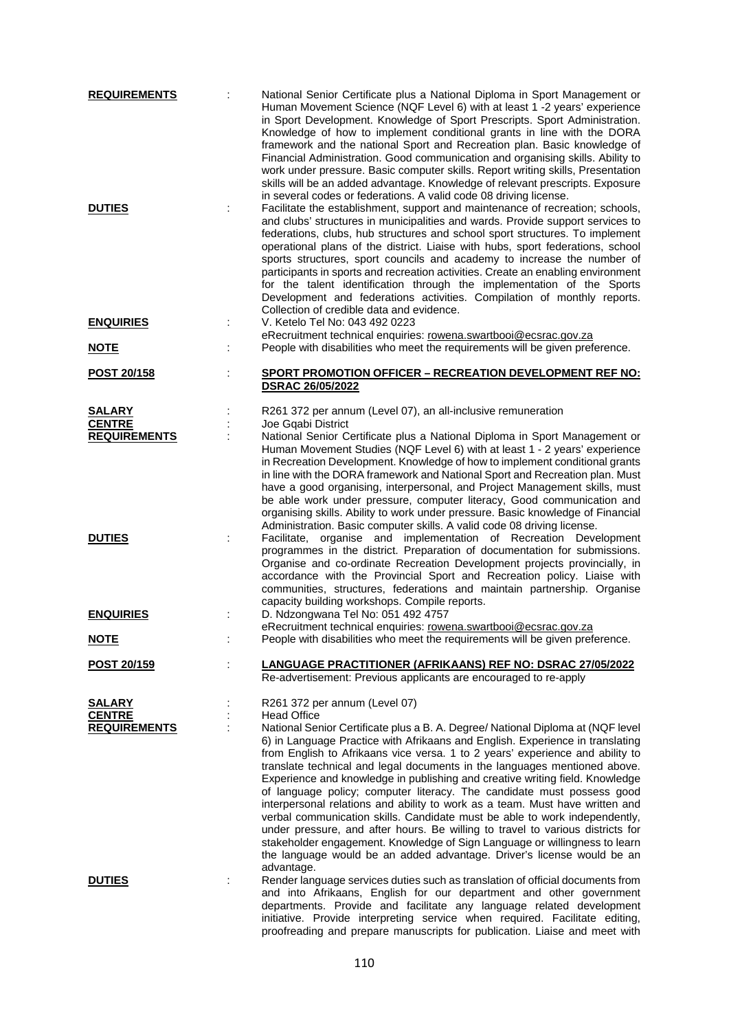**REQUIREMENTS** : National Senior Certificate plus a National Diploma in Sport Management or Human Movement Science (NQF Level 6) with at least 1 -2 years' experience in Sport Development. Knowledge of Sport Prescripts. Sport Administration. Knowledge of how to implement conditional grants in line with the DORA framework and the national Sport and Recreation plan. Basic knowledge of Financial Administration. Good communication and organising skills. Ability to work under pressure. Basic computer skills. Report writing skills, Presentation skills will be an added advantage. Knowledge of relevant prescripts. Exposure in several codes or federations. A valid code 08 driving license.

**DUTIES** : Facilitate the establishment, support and maintenance of recreation; schools, and clubs' structures in municipalities and wards. Provide support services to federations, clubs, hub structures and school sport structures. To implement operational plans of the district. Liaise with hubs, sport federations, school sports structures, sport councils and academy to increase the number of participants in sports and recreation activities. Create an enabling environment for the talent identification through the implementation of the Sports Development and federations activities. Compilation of monthly reports. Collection of credible data and evidence.

**ENQUIRIES** : V. Ketelo Tel No: 043 492 0223
eRecruitment technical enquiries: rowena.swartbooi@ecsrac.gov.za

**NOTE** : People with disabilities who meet the requirements will be given preference.

**POST 20/158** : **SPORT PROMOTION OFFICER – RECREATION DEVELOPMENT REF NO: DSRAC 26/05/2022**

**SALARY** : R261 372 per annum (Level 07), an all-inclusive remuneration

**CENTRE** : Joe Gqabi District

**REQUIREMENTS** : National Senior Certificate plus a National Diploma in Sport Management or Human Movement Studies (NQF Level 6) with at least 1 - 2 years' experience in Recreation Development. Knowledge of how to implement conditional grants in line with the DORA framework and National Sport and Recreation plan. Must have a good organising, interpersonal, and Project Management skills, must be able work under pressure, computer literacy, Good communication and organising skills. Ability to work under pressure. Basic knowledge of Financial Administration. Basic computer skills. A valid code 08 driving license.

**DUTIES** : Facilitate, organise and implementation of Recreation Development programmes in the district. Preparation of documentation for submissions. Organise and co-ordinate Recreation Development projects provincially, in accordance with the Provincial Sport and Recreation policy. Liaise with communities, structures, federations and maintain partnership. Organise capacity building workshops. Compile reports.

**ENQUIRIES** : D. Ndzongwana Tel No: 051 492 4757
eRecruitment technical enquiries: rowena.swartbooi@ecsrac.gov.za

**NOTE** : People with disabilities who meet the requirements will be given preference.

**POST 20/159** : **LANGUAGE PRACTITIONER (AFRIKAANS) REF NO: DSRAC 27/05/2022**
Re-advertisement: Previous applicants are encouraged to re-apply

**SALARY** : R261 372 per annum (Level 07)

**CENTRE** : Head Office

**REQUIREMENTS** : National Senior Certificate plus a B. A. Degree/ National Diploma at (NQF level 6) in Language Practice with Afrikaans and English. Experience in translating from English to Afrikaans vice versa. 1 to 2 years' experience and ability to translate technical and legal documents in the languages mentioned above. Experience and knowledge in publishing and creative writing field. Knowledge of language policy; computer literacy. The candidate must possess good interpersonal relations and ability to work as a team. Must have written and verbal communication skills. Candidate must be able to work independently, under pressure, and after hours. Be willing to travel to various districts for stakeholder engagement. Knowledge of Sign Language or willingness to learn the language would be an added advantage. Driver's license would be an advantage.

**DUTIES** : Render language services duties such as translation of official documents from and into Afrikaans, English for our department and other government departments. Provide and facilitate any language related development initiative. Provide interpreting service when required. Facilitate editing, proofreading and prepare manuscripts for publication. Liaise and meet with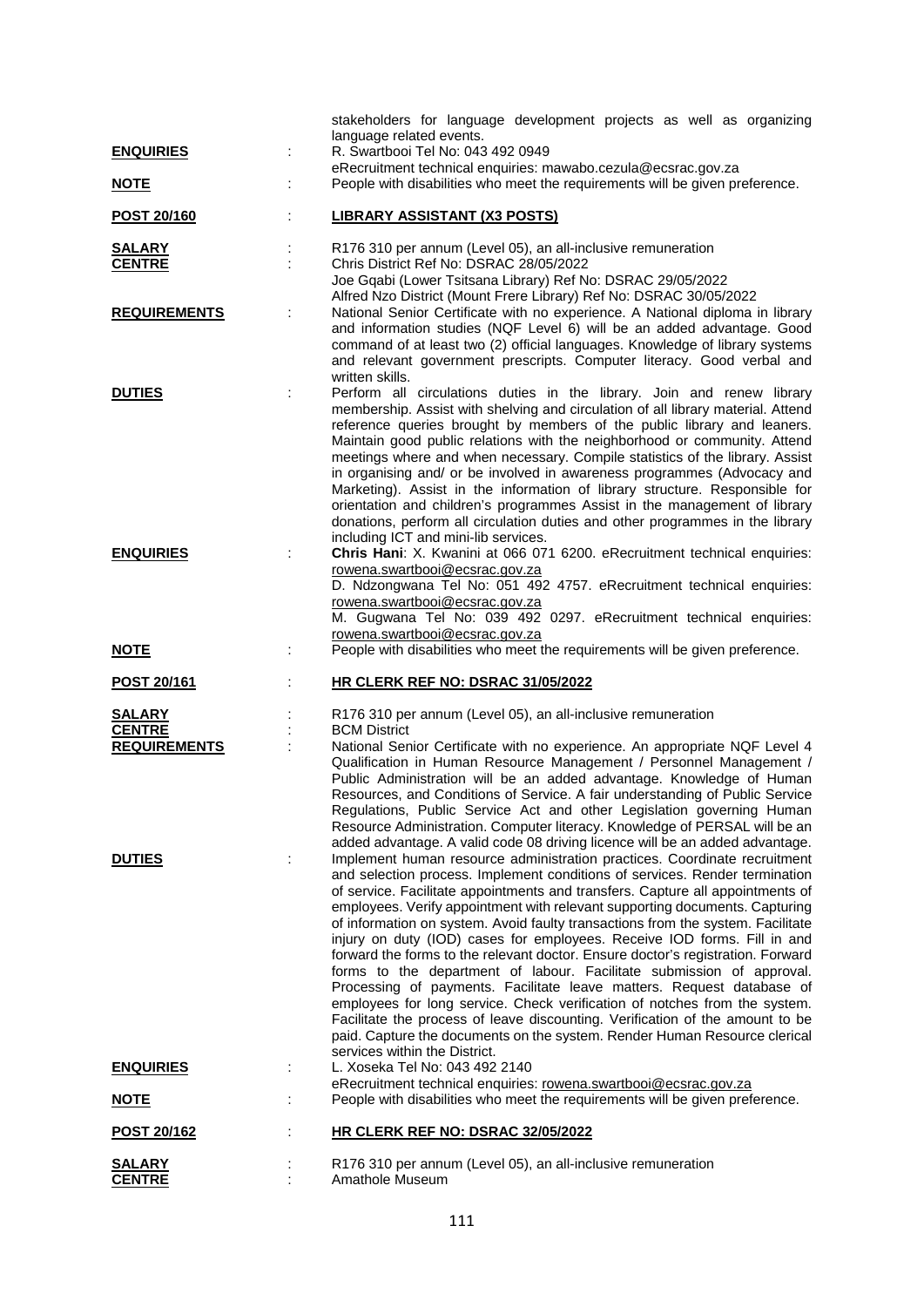stakeholders for language development projects as well as organizing language related events.

**ENQUIRIES** : R. Swartbooi Tel No: 043 492 0949
eRecruitment technical enquiries: mawabo.cezula@ecsrac.gov.za

**NOTE** : People with disabilities who meet the requirements will be given preference.

**POST 20/160** : **LIBRARY ASSISTANT (X3 POSTS)**

**SALARY** : R176 310 per annum (Level 05), an all-inclusive remuneration

**CENTRE** : Chris District Ref No: DSRAC 28/05/2022
Joe Gqabi (Lower Tsitsana Library) Ref No: DSRAC 29/05/2022
Alfred Nzo District (Mount Frere Library) Ref No: DSRAC 30/05/2022

**REQUIREMENTS** : National Senior Certificate with no experience. A National diploma in library and information studies (NQF Level 6) will be an added advantage. Good command of at least two (2) official languages. Knowledge of library systems and relevant government prescripts. Computer literacy. Good verbal and written skills.

**DUTIES** : Perform all circulations duties in the library. Join and renew library membership. Assist with shelving and circulation of all library material. Attend reference queries brought by members of the public library and leaners. Maintain good public relations with the neighborhood or community. Attend meetings where and when necessary. Compile statistics of the library. Assist in organising and/ or be involved in awareness programmes (Advocacy and Marketing). Assist in the information of library structure. Responsible for orientation and children's programmes Assist in the management of library donations, perform all circulation duties and other programmes in the library including ICT and mini-lib services.

**ENQUIRIES** : **Chris Hani**: X. Kwanini at 066 071 6200. eRecruitment technical enquiries: rowena.swartbooi@ecsrac.gov.za
D. Ndzongwana Tel No: 051 492 4757. eRecruitment technical enquiries: rowena.swartbooi@ecsrac.gov.za
M. Gugwana Tel No: 039 492 0297. eRecruitment technical enquiries: rowena.swartbooi@ecsrac.gov.za

**NOTE** : People with disabilities who meet the requirements will be given preference.

**POST 20/161** : **HR CLERK REF NO: DSRAC 31/05/2022**

**SALARY** : R176 310 per annum (Level 05), an all-inclusive remuneration

**CENTRE** : BCM District

**REQUIREMENTS** : National Senior Certificate with no experience. An appropriate NQF Level 4 Qualification in Human Resource Management / Personnel Management / Public Administration will be an added advantage. Knowledge of Human Resources, and Conditions of Service. A fair understanding of Public Service Regulations, Public Service Act and other Legislation governing Human Resource Administration. Computer literacy. Knowledge of PERSAL will be an added advantage. A valid code 08 driving licence will be an added advantage.

**DUTIES** : Implement human resource administration practices. Coordinate recruitment and selection process. Implement conditions of services. Render termination of service. Facilitate appointments and transfers. Capture all appointments of employees. Verify appointment with relevant supporting documents. Capturing of information on system. Avoid faulty transactions from the system. Facilitate injury on duty (IOD) cases for employees. Receive IOD forms. Fill in and forward the forms to the relevant doctor. Ensure doctor's registration. Forward forms to the department of labour. Facilitate submission of approval. Processing of payments. Facilitate leave matters. Request database of employees for long service. Check verification of notches from the system. Facilitate the process of leave discounting. Verification of the amount to be paid. Capture the documents on the system. Render Human Resource clerical services within the District.

**ENQUIRIES** : L. Xoseka Tel No: 043 492 2140
eRecruitment technical enquiries: rowena.swartbooi@ecsrac.gov.za

**NOTE** : People with disabilities who meet the requirements will be given preference.

**POST 20/162** : **HR CLERK REF NO: DSRAC 32/05/2022**

**SALARY** : R176 310 per annum (Level 05), an all-inclusive remuneration

**CENTRE** : Amathole Museum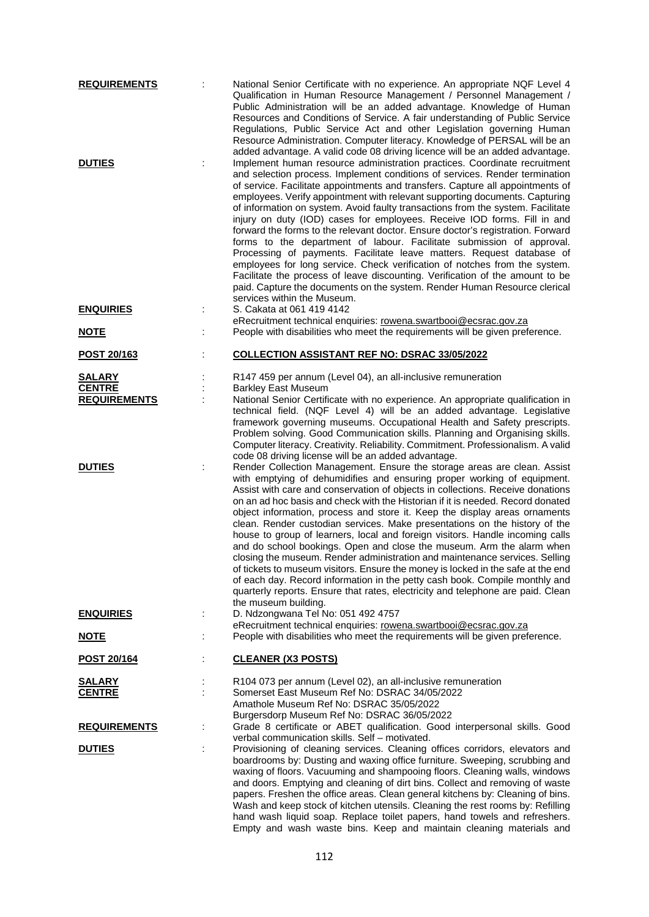**REQUIREMENTS** : National Senior Certificate with no experience. An appropriate NQF Level 4 Qualification in Human Resource Management / Personnel Management / Public Administration will be an added advantage. Knowledge of Human Resources and Conditions of Service. A fair understanding of Public Service Regulations, Public Service Act and other Legislation governing Human Resource Administration. Computer literacy. Knowledge of PERSAL will be an added advantage. A valid code 08 driving licence will be an added advantage.

**DUTIES** : Implement human resource administration practices. Coordinate recruitment and selection process. Implement conditions of services. Render termination of service. Facilitate appointments and transfers. Capture all appointments of employees. Verify appointment with relevant supporting documents. Capturing of information on system. Avoid faulty transactions from the system. Facilitate injury on duty (IOD) cases for employees. Receive IOD forms. Fill in and forward the forms to the relevant doctor. Ensure doctor's registration. Forward forms to the department of labour. Facilitate submission of approval. Processing of payments. Facilitate leave matters. Request database of employees for long service. Check verification of notches from the system. Facilitate the process of leave discounting. Verification of the amount to be paid. Capture the documents on the system. Render Human Resource clerical services within the Museum.

**ENQUIRIES** : S. Cakata at 061 419 4142
eRecruitment technical enquiries: rowena.swartbooi@ecsrac.gov.za

**NOTE** : People with disabilities who meet the requirements will be given preference.

**POST 20/163** : **COLLECTION ASSISTANT REF NO: DSRAC 33/05/2022**

**SALARY** : R147 459 per annum (Level 04), an all-inclusive remuneration

**CENTRE** : Barkley East Museum

**REQUIREMENTS** : National Senior Certificate with no experience. An appropriate qualification in technical field. (NQF Level 4) will be an added advantage. Legislative framework governing museums. Occupational Health and Safety prescripts. Problem solving. Good Communication skills. Planning and Organising skills. Computer literacy. Creativity. Reliability. Commitment. Professionalism. A valid code 08 driving license will be an added advantage.

**DUTIES** : Render Collection Management. Ensure the storage areas are clean. Assist with emptying of dehumidifies and ensuring proper working of equipment. Assist with care and conservation of objects in collections. Receive donations on an ad hoc basis and check with the Historian if it is needed. Record donated object information, process and store it. Keep the display areas ornaments clean. Render custodian services. Make presentations on the history of the house to group of learners, local and foreign visitors. Handle incoming calls and do school bookings. Open and close the museum. Arm the alarm when closing the museum. Render administration and maintenance services. Selling of tickets to museum visitors. Ensure the money is locked in the safe at the end of each day. Record information in the petty cash book. Compile monthly and quarterly reports. Ensure that rates, electricity and telephone are paid. Clean the museum building.

**ENQUIRIES** : D. Ndzongwana Tel No: 051 492 4757
eRecruitment technical enquiries: rowena.swartbooi@ecsrac.gov.za

**NOTE** : People with disabilities who meet the requirements will be given preference.

**POST 20/164** : **CLEANER (X3 POSTS)**

**SALARY** : R104 073 per annum (Level 02), an all-inclusive remuneration

**CENTRE** : Somerset East Museum Ref No: DSRAC 34/05/2022
Amathole Museum Ref No: DSRAC 35/05/2022
Burgersdorp Museum Ref No: DSRAC 36/05/2022

**REQUIREMENTS** : Grade 8 certificate or ABET qualification. Good interpersonal skills. Good verbal communication skills. Self – motivated.

**DUTIES** : Provisioning of cleaning services. Cleaning offices corridors, elevators and boardrooms by: Dusting and waxing office furniture. Sweeping, scrubbing and waxing of floors. Vacuuming and shampooing floors. Cleaning walls, windows and doors. Emptying and cleaning of dirt bins. Collect and removing of waste papers. Freshen the office areas. Clean general kitchens by: Cleaning of bins. Wash and keep stock of kitchen utensils. Cleaning the rest rooms by: Refilling hand wash liquid soap. Replace toilet papers, hand towels and refreshers. Empty and wash waste bins. Keep and maintain cleaning materials and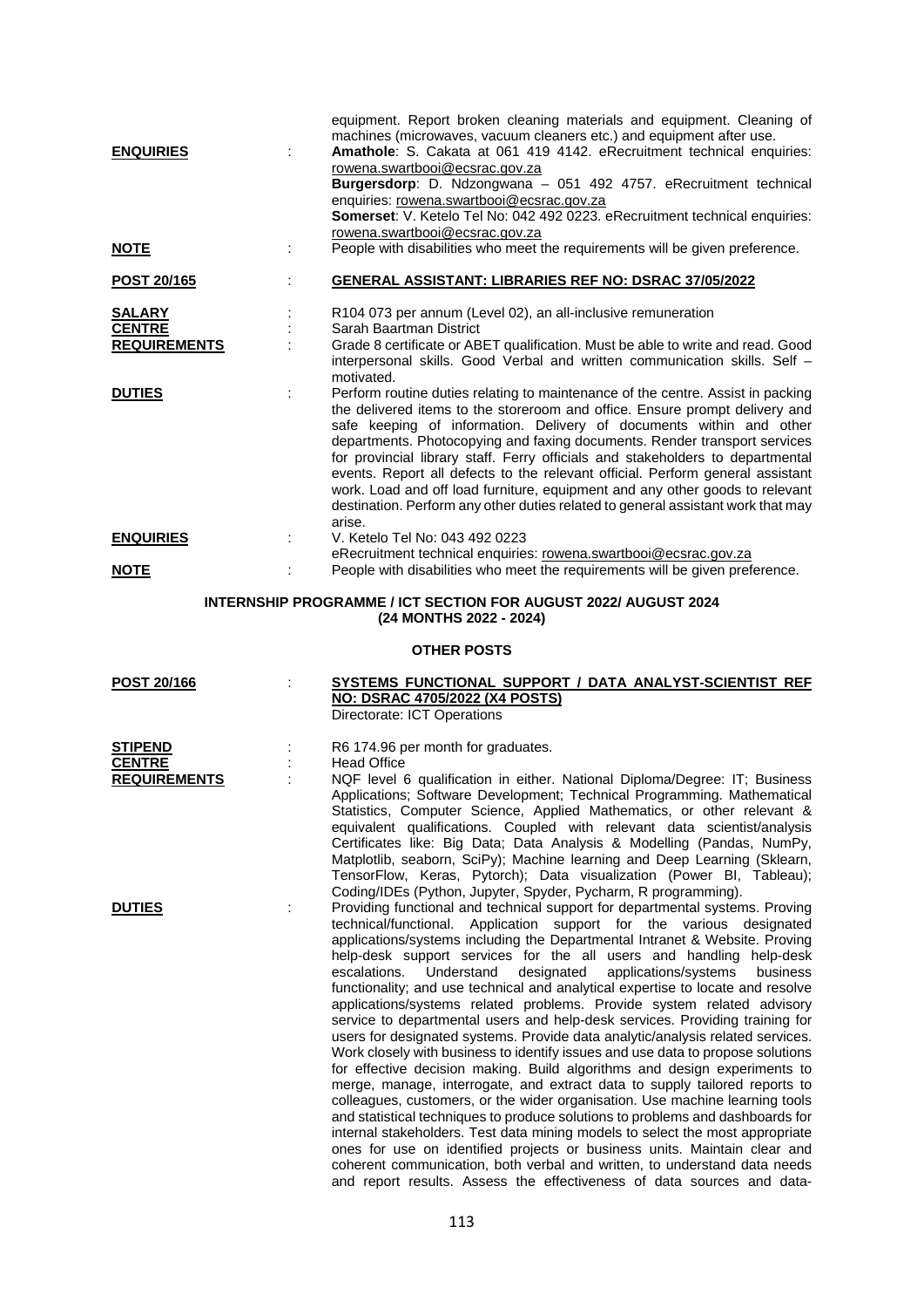equipment. Report broken cleaning materials and equipment. Cleaning of machines (microwaves, vacuum cleaners etc.) and equipment after use.

**ENQUIRIES** : **Amathole**: S. Cakata at 061 419 4142. eRecruitment technical enquiries: rowena.swartbooi@ecsrac.gov.za
**Burgersdorp**: D. Ndzongwana – 051 492 4757. eRecruitment technical enquiries: rowena.swartbooi@ecsrac.gov.za
**Somerset**: V. Ketelo Tel No: 042 492 0223. eRecruitment technical enquiries: rowena.swartbooi@ecsrac.gov.za

**NOTE** : People with disabilities who meet the requirements will be given preference.

**POST 20/165** : **GENERAL ASSISTANT: LIBRARIES REF NO: DSRAC 37/05/2022**

**SALARY** : R104 073 per annum (Level 02), an all-inclusive remuneration

**CENTRE** : Sarah Baartman District

**REQUIREMENTS** : Grade 8 certificate or ABET qualification. Must be able to write and read. Good interpersonal skills. Good Verbal and written communication skills. Self – motivated.

**DUTIES** : Perform routine duties relating to maintenance of the centre. Assist in packing the delivered items to the storeroom and office. Ensure prompt delivery and safe keeping of information. Delivery of documents within and other departments. Photocopying and faxing documents. Render transport services for provincial library staff. Ferry officials and stakeholders to departmental events. Report all defects to the relevant official. Perform general assistant work. Load and off load furniture, equipment and any other goods to relevant destination. Perform any other duties related to general assistant work that may arise.

**ENQUIRIES** : V. Ketelo Tel No: 043 492 0223
eRecruitment technical enquiries: rowena.swartbooi@ecsrac.gov.za

**NOTE** : People with disabilities who meet the requirements will be given preference.

## INTERNSHIP PROGRAMME / ICT SECTION FOR AUGUST 2022/ AUGUST 2024 (24 MONTHS 2022 - 2024)

## OTHER POSTS

**POST 20/166** : **SYSTEMS FUNCTIONAL SUPPORT / DATA ANALYST-SCIENTIST REF NO: DSRAC 4705/2022 (X4 POSTS)**
Directorate: ICT Operations

**STIPEND** : R6 174.96 per month for graduates.

**CENTRE** : Head Office

**REQUIREMENTS** : NQF level 6 qualification in either. National Diploma/Degree: IT; Business Applications; Software Development; Technical Programming. Mathematical Statistics, Computer Science, Applied Mathematics, or other relevant & equivalent qualifications. Coupled with relevant data scientist/analysis Certificates like: Big Data; Data Analysis & Modelling (Pandas, NumPy, Matplotlib, seaborn, SciPy); Machine learning and Deep Learning (Sklearn, TensorFlow, Keras, Pytorch); Data visualization (Power BI, Tableau); Coding/IDEs (Python, Jupyter, Spyder, Pycharm, R programming).

**DUTIES** : Providing functional and technical support for departmental systems. Proving technical/functional. Application support for the various designated applications/systems including the Departmental Intranet & Website. Proving help-desk support services for the all users and handling help-desk escalations. Understand designated applications/systems business functionality; and use technical and analytical expertise to locate and resolve applications/systems related problems. Provide system related advisory service to departmental users and help-desk services. Providing training for users for designated systems. Provide data analytic/analysis related services. Work closely with business to identify issues and use data to propose solutions for effective decision making. Build algorithms and design experiments to merge, manage, interrogate, and extract data to supply tailored reports to colleagues, customers, or the wider organisation. Use machine learning tools and statistical techniques to produce solutions to problems and dashboards for internal stakeholders. Test data mining models to select the most appropriate ones for use on identified projects or business units. Maintain clear and coherent communication, both verbal and written, to understand data needs and report results. Assess the effectiveness of data sources and data-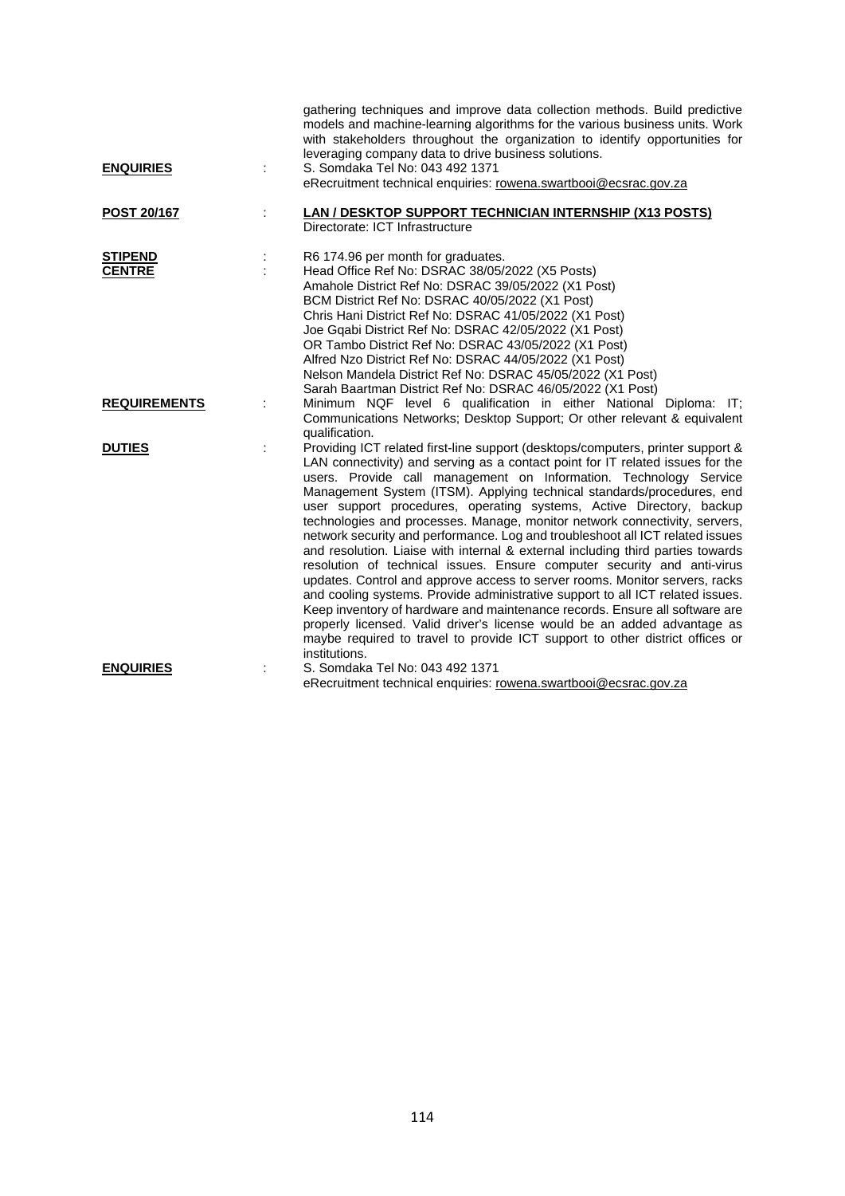gathering techniques and improve data collection methods. Build predictive models and machine-learning algorithms for the various business units. Work with stakeholders throughout the organization to identify opportunities for leveraging company data to drive business solutions.

**ENQUIRIES** : S. Somdaka Tel No: 043 492 1371
eRecruitment technical enquiries: rowena.swartbooi@ecsrac.gov.za

**POST 20/167** : **LAN / DESKTOP SUPPORT TECHNICIAN INTERNSHIP (X13 POSTS)**
Directorate: ICT Infrastructure

**STIPEND** : R6 174.96 per month for graduates.

**CENTRE** : Head Office Ref No: DSRAC 38/05/2022 (X5 Posts)
Amahole District Ref No: DSRAC 39/05/2022 (X1 Post)
BCM District Ref No: DSRAC 40/05/2022 (X1 Post)
Chris Hani District Ref No: DSRAC 41/05/2022 (X1 Post)
Joe Gqabi District Ref No: DSRAC 42/05/2022 (X1 Post)
OR Tambo District Ref No: DSRAC 43/05/2022 (X1 Post)
Alfred Nzo District Ref No: DSRAC 44/05/2022 (X1 Post)
Nelson Mandela District Ref No: DSRAC 45/05/2022 (X1 Post)
Sarah Baartman District Ref No: DSRAC 46/05/2022 (X1 Post)

**REQUIREMENTS** : Minimum NQF level 6 qualification in either National Diploma: IT; Communications Networks; Desktop Support; Or other relevant & equivalent qualification.

**DUTIES** : Providing ICT related first-line support (desktops/computers, printer support & LAN connectivity) and serving as a contact point for IT related issues for the users. Provide call management on Information. Technology Service Management System (ITSM). Applying technical standards/procedures, end user support procedures, operating systems, Active Directory, backup technologies and processes. Manage, monitor network connectivity, servers, network security and performance. Log and troubleshoot all ICT related issues and resolution. Liaise with internal & external including third parties towards resolution of technical issues. Ensure computer security and anti-virus updates. Control and approve access to server rooms. Monitor servers, racks and cooling systems. Provide administrative support to all ICT related issues. Keep inventory of hardware and maintenance records. Ensure all software are properly licensed. Valid driver's license would be an added advantage as maybe required to travel to provide ICT support to other district offices or institutions.

**ENQUIRIES** : S. Somdaka Tel No: 043 492 1371
eRecruitment technical enquiries: rowena.swartbooi@ecsrac.gov.za